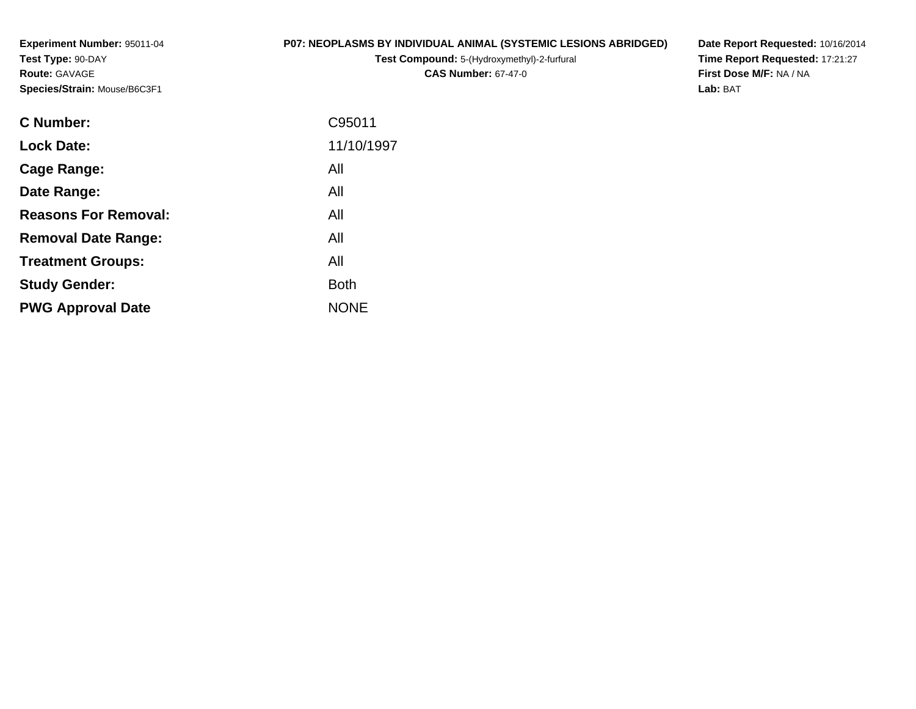**Experiment Number:** 95011-04
**Test Type:** 90-DAY
**Route:** GAVAGE
**Species/Strain:** Mouse/B6C3F1

**P07: NEOPLASMS BY INDIVIDUAL ANIMAL (SYSTEMIC LESIONS ABRIDGED)**
**Test Compound:** 5-(Hydroxymethyl)-2-furfural
**CAS Number:** 67-47-0

**Date Report Requested:** 10/16/2014
**Time Report Requested:** 17:21:27
**First Dose M/F:** NA / NA
**Lab:** BAT

| | |
|---|---|
| **C Number:** | C95011 |
| **Lock Date:** | 11/10/1997 |
| **Cage Range:** | All |
| **Date Range:** | All |
| **Reasons For Removal:** | All |
| **Removal Date Range:** | All |
| **Treatment Groups:** | All |
| **Study Gender:** | Both |
| **PWG Approval Date** | NONE |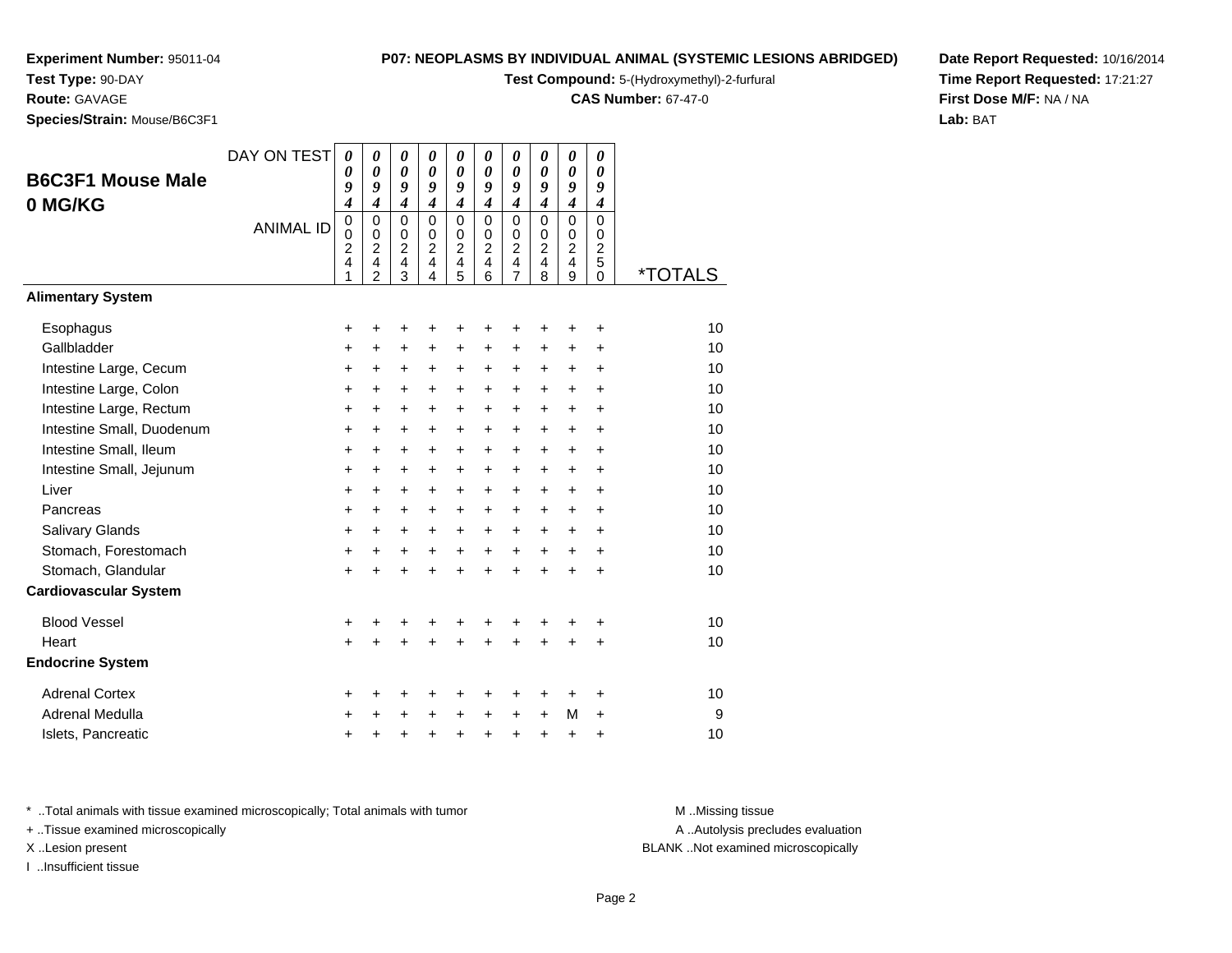**Experiment Number:** 95011-04
**Test Type:** 90-DAY
**Route:** GAVAGE
**Species/Strain:** Mouse/B6C3F1

**P07: NEOPLASMS BY INDIVIDUAL ANIMAL (SYSTEMIC LESIONS ABRIDGED)**
**Test Compound:** 5-(Hydroxymethyl)-2-furfural
**CAS Number:** 67-47-0

**Date Report Requested:** 10/16/2014
**Time Report Requested:** 17:21:27
**First Dose M/F:** NA / NA
**Lab:** BAT

## B6C3F1 Mouse Male 0 MG/KG

| DAY ON TEST | 0094 | 0094 | 0094 | 0094 | 0094 | 0094 | 0094 | 0094 | 0094 | 0094 | |
|---|---|---|---|---|---|---|---|---|---|---|---|
| ANIMAL ID | 00241 | 00242 | 00243 | 00244 | 00245 | 00246 | 00247 | 00248 | 00249 | 00250 | *TOTALS |
| **Alimentary System** | | | | | | | | | | | |
| Esophagus | + | + | + | + | + | + | + | + | + | + | 10 |
| Gallbladder | + | + | + | + | + | + | + | + | + | + | 10 |
| Intestine Large, Cecum | + | + | + | + | + | + | + | + | + | + | 10 |
| Intestine Large, Colon | + | + | + | + | + | + | + | + | + | + | 10 |
| Intestine Large, Rectum | + | + | + | + | + | + | + | + | + | + | 10 |
| Intestine Small, Duodenum | + | + | + | + | + | + | + | + | + | + | 10 |
| Intestine Small, Ileum | + | + | + | + | + | + | + | + | + | + | 10 |
| Intestine Small, Jejunum | + | + | + | + | + | + | + | + | + | + | 10 |
| Liver | + | + | + | + | + | + | + | + | + | + | 10 |
| Pancreas | + | + | + | + | + | + | + | + | + | + | 10 |
| Salivary Glands | + | + | + | + | + | + | + | + | + | + | 10 |
| Stomach, Forestomach | + | + | + | + | + | + | + | + | + | + | 10 |
| Stomach, Glandular | + | + | + | + | + | + | + | + | + | + | 10 |
| **Cardiovascular System** | | | | | | | | | | | |
| Blood Vessel | + | + | + | + | + | + | + | + | + | + | 10 |
| Heart | + | + | + | + | + | + | + | + | + | + | 10 |
| **Endocrine System** | | | | | | | | | | | |
| Adrenal Cortex | + | + | + | + | + | + | + | + | + | + | 10 |
| Adrenal Medulla | + | + | + | + | + | + | + | + | M | + | 9 |
| Islets, Pancreatic | + | + | + | + | + | + | + | + | + | + | 10 |

* ..Total animals with tissue examined microscopically; Total animals with tumor
+ ..Tissue examined microscopically
X ..Lesion present
I ..Insufficient tissue

M ..Missing tissue
A ..Autolysis precludes evaluation
BLANK ..Not examined microscopically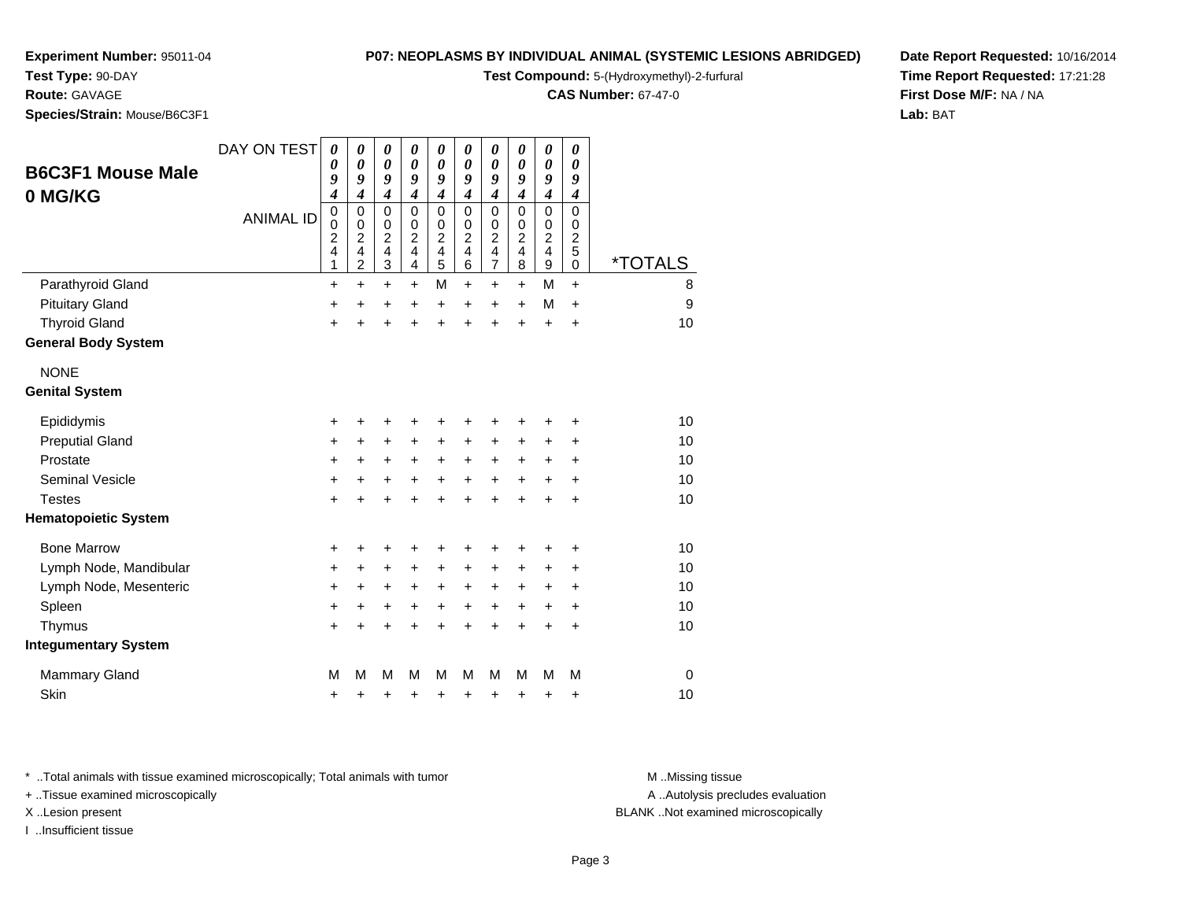**Experiment Number:** 95011-04
**Test Type:** 90-DAY
**Route:** GAVAGE
**Species/Strain:** Mouse/B6C3F1

**P07: NEOPLASMS BY INDIVIDUAL ANIMAL (SYSTEMIC LESIONS ABRIDGED)**
**Test Compound:** 5-(Hydroxymethyl)-2-furfural
**CAS Number:** 67-47-0

**Date Report Requested:** 10/16/2014
**Time Report Requested:** 17:21:28
**First Dose M/F:** NA / NA
**Lab:** BAT

## B6C3F1 Mouse Male 0 MG/KG

| DAY ON TEST | 0094 | 0094 | 0094 | 0094 | 0094 | 0094 | 0094 | 0094 | 0094 | 0094 | |
|---|---|---|---|---|---|---|---|---|---|---|---|
| ANIMAL ID | 00241 | 00242 | 00243 | 00244 | 00245 | 00246 | 00247 | 00248 | 00249 | 00250 | *TOTALS |
| Parathyroid Gland | + | + | + | + | M | + | + | + | M | + | 8 |
| Pituitary Gland | + | + | + | + | + | + | + | + | M | + | 9 |
| Thyroid Gland | + | + | + | + | + | + | + | + | + | + | 10 |
| **General Body System** | | | | | | | | | | | |
| NONE | | | | | | | | | | | |
| **Genital System** | | | | | | | | | | | |
| Epididymis | + | + | + | + | + | + | + | + | + | + | 10 |
| Preputial Gland | + | + | + | + | + | + | + | + | + | + | 10 |
| Prostate | + | + | + | + | + | + | + | + | + | + | 10 |
| Seminal Vesicle | + | + | + | + | + | + | + | + | + | + | 10 |
| Testes | + | + | + | + | + | + | + | + | + | + | 10 |
| **Hematopoietic System** | | | | | | | | | | | |
| Bone Marrow | + | + | + | + | + | + | + | + | + | + | 10 |
| Lymph Node, Mandibular | + | + | + | + | + | + | + | + | + | + | 10 |
| Lymph Node, Mesenteric | + | + | + | + | + | + | + | + | + | + | 10 |
| Spleen | + | + | + | + | + | + | + | + | + | + | 10 |
| Thymus | + | + | + | + | + | + | + | + | + | + | 10 |
| **Integumentary System** | | | | | | | | | | | |
| Mammary Gland | M | M | M | M | M | M | M | M | M | M | 0 |
| Skin | + | + | + | + | + | + | + | + | + | + | 10 |

\* ..Total animals with tissue examined microscopically; Total animals with tumor
\+ ..Tissue examined microscopically
X ..Lesion present
I ..Insufficient tissue

M ..Missing tissue
A ..Autolysis precludes evaluation
BLANK ..Not examined microscopically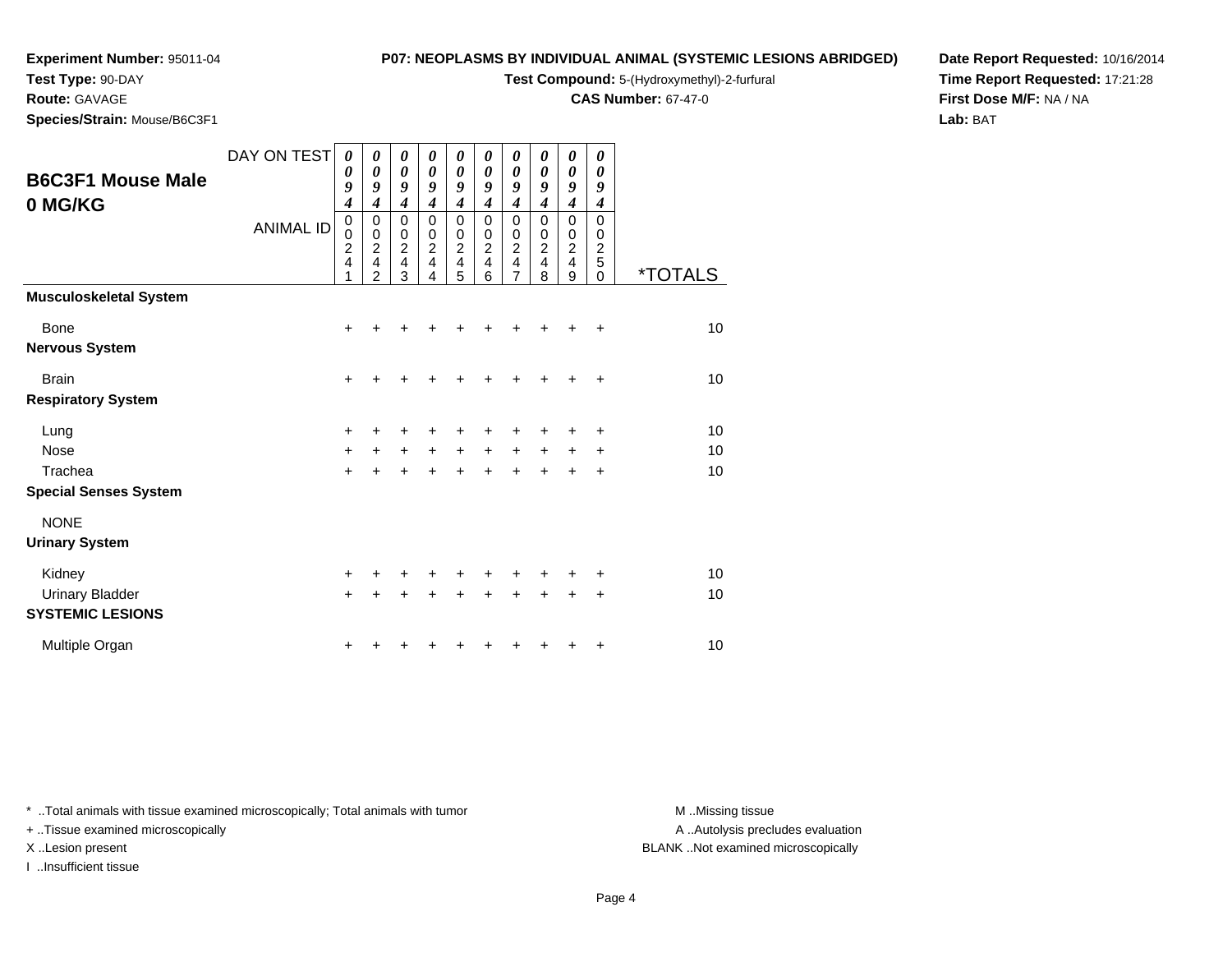**Experiment Number:** 95011-04
**Test Type:** 90-DAY
**Route:** GAVAGE
**Species/Strain:** Mouse/B6C3F1

**P07: NEOPLASMS BY INDIVIDUAL ANIMAL (SYSTEMIC LESIONS ABRIDGED)**
**Test Compound:** 5-(Hydroxymethyl)-2-furfural
**CAS Number:** 67-47-0

**Date Report Requested:** 10/16/2014
**Time Report Requested:** 17:21:28
**First Dose M/F:** NA / NA
**Lab:** BAT

## B6C3F1 Mouse Male 0 MG/KG

| DAY ON TEST | 0094 | 0094 | 0094 | 0094 | 0094 | 0094 | 0094 | 0094 | 0094 | 0094 | |
|---|---|---|---|---|---|---|---|---|---|---|---|
| **ANIMAL ID** | 00241 | 00242 | 00243 | 00244 | 00245 | 00246 | 00247 | 00248 | 00249 | 00250 | ***TOTALS** |
| **Musculoskeletal System** | | | | | | | | | | | |
| Bone | + | + | + | + | + | + | + | + | + | + | 10 |
| **Nervous System** | | | | | | | | | | | |
| Brain | + | + | + | + | + | + | + | + | + | + | 10 |
| **Respiratory System** | | | | | | | | | | | |
| Lung | + | + | + | + | + | + | + | + | + | + | 10 |
| Nose | + | + | + | + | + | + | + | + | + | + | 10 |
| Trachea | + | + | + | + | + | + | + | + | + | + | 10 |
| **Special Senses System** | | | | | | | | | | | |
| NONE | | | | | | | | | | | |
| **Urinary System** | | | | | | | | | | | |
| Kidney | + | + | + | + | + | + | + | + | + | + | 10 |
| Urinary Bladder | + | + | + | + | + | + | + | + | + | + | 10 |
| **SYSTEMIC LESIONS** | | | | | | | | | | | |
| Multiple Organ | + | + | + | + | + | + | + | + | + | + | 10 |

* ..Total animals with tissue examined microscopically; Total animals with tumor
+ ..Tissue examined microscopically
X ..Lesion present
I ..Insufficient tissue

M ..Missing tissue
A ..Autolysis precludes evaluation
BLANK ..Not examined microscopically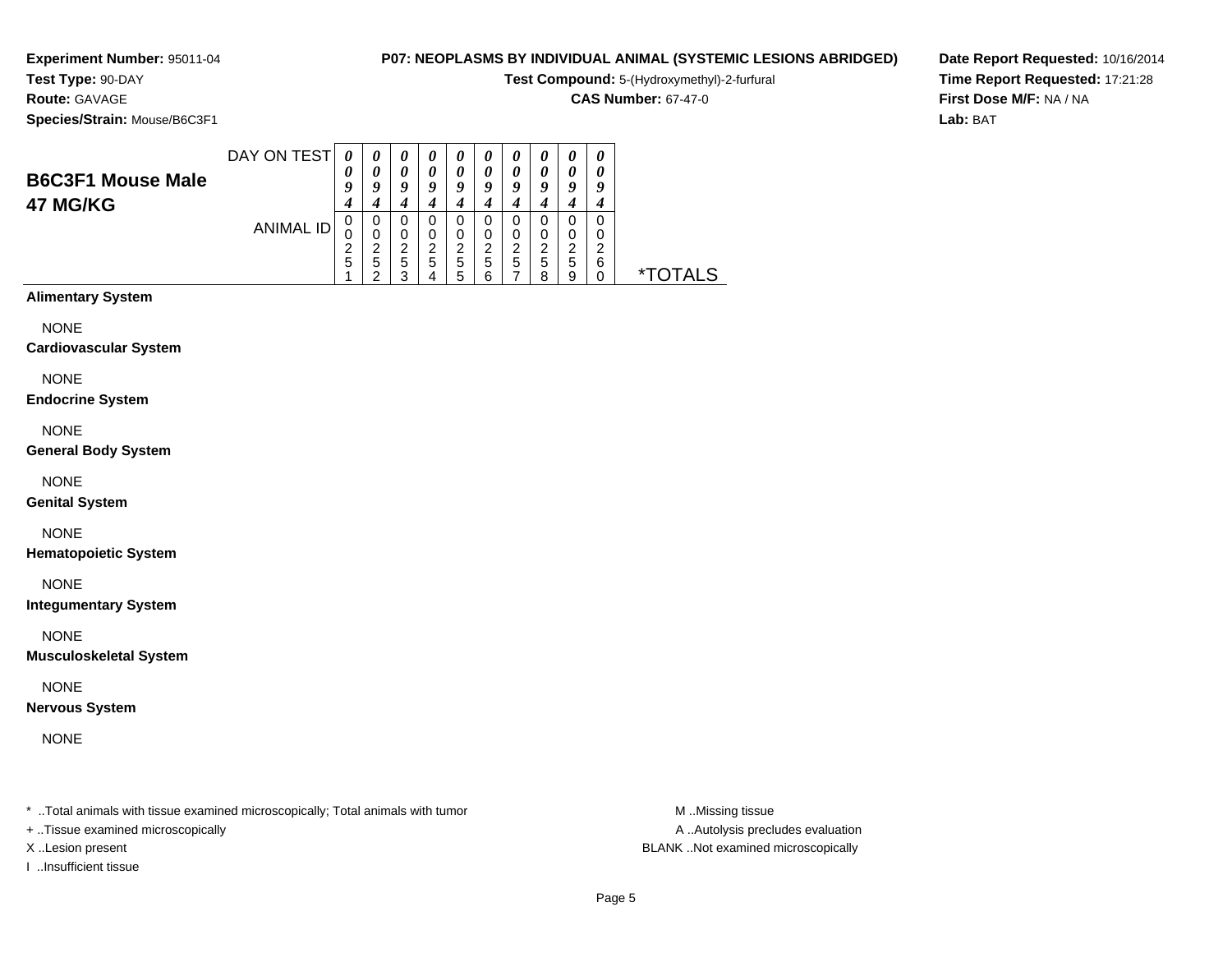**Experiment Number:** 95011-04
**Test Type:** 90-DAY
**Route:** GAVAGE
**Species/Strain:** Mouse/B6C3F1

**P07: NEOPLASMS BY INDIVIDUAL ANIMAL (SYSTEMIC LESIONS ABRIDGED)**
**Test Compound:** 5-(Hydroxymethyl)-2-furfural
**CAS Number:** 67-47-0

**Date Report Requested:** 10/16/2014
**Time Report Requested:** 17:21:28
**First Dose M/F:** NA / NA
**Lab:** BAT

## B6C3F1 Mouse Male 47 MG/KG

| DAY ON TEST | 0094 | 0094 | 0094 | 0094 | 0094 | 0094 | 0094 | 0094 | 0094 | 0094 | |
|---|---|---|---|---|---|---|---|---|---|---|---|
| ANIMAL ID | 00251 | 00252 | 00253 | 00254 | 00255 | 00256 | 00257 | 00258 | 00259 | 00260 | *TOTALS |
| **Alimentary System** | | | | | | | | | | | |
| NONE | | | | | | | | | | | |
| **Cardiovascular System** | | | | | | | | | | | |
| NONE | | | | | | | | | | | |
| **Endocrine System** | | | | | | | | | | | |
| NONE | | | | | | | | | | | |
| **General Body System** | | | | | | | | | | | |
| NONE | | | | | | | | | | | |
| **Genital System** | | | | | | | | | | | |
| NONE | | | | | | | | | | | |
| **Hematopoietic System** | | | | | | | | | | | |
| NONE | | | | | | | | | | | |
| **Integumentary System** | | | | | | | | | | | |
| NONE | | | | | | | | | | | |
| **Musculoskeletal System** | | | | | | | | | | | |
| NONE | | | | | | | | | | | |
| **Nervous System** | | | | | | | | | | | |
| NONE | | | | | | | | | | | |

* ..Total animals with tissue examined microscopically; Total animals with tumor
+ ..Tissue examined microscopically
X ..Lesion present
I ..Insufficient tissue

M ..Missing tissue
A ..Autolysis precludes evaluation
BLANK ..Not examined microscopically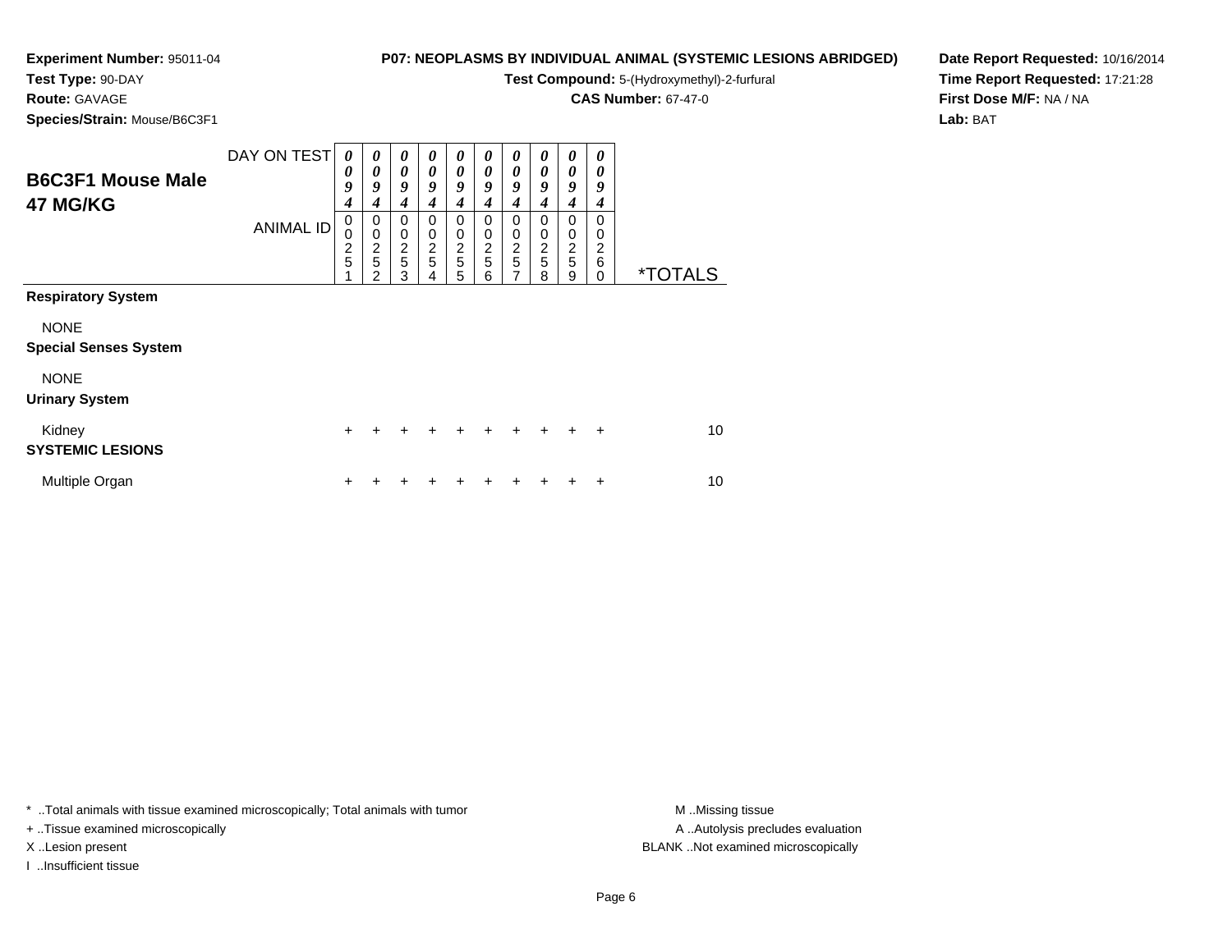**Experiment Number:** 95011-04
**Test Type:** 90-DAY
**Route:** GAVAGE
**Species/Strain:** Mouse/B6C3F1

**P07: NEOPLASMS BY INDIVIDUAL ANIMAL (SYSTEMIC LESIONS ABRIDGED)**
**Test Compound:** 5-(Hydroxymethyl)-2-furfural
**CAS Number:** 67-47-0

**Date Report Requested:** 10/16/2014
**Time Report Requested:** 17:21:28
**First Dose M/F:** NA / NA
**Lab:** BAT

## B6C3F1 Mouse Male 47 MG/KG

| DAY ON TEST | 0094 | 0094 | 0094 | 0094 | 0094 | 0094 | 0094 | 0094 | 0094 | 0094 | |
|---|---|---|---|---|---|---|---|---|---|---|---|
| ANIMAL ID | 00251 | 00252 | 00253 | 00254 | 00255 | 00256 | 00257 | 00258 | 00259 | 00260 | *TOTALS |
| **Respiratory System** | | | | | | | | | | | |
| NONE | | | | | | | | | | | |
| **Special Senses System** | | | | | | | | | | | |
| NONE | | | | | | | | | | | |
| **Urinary System** | | | | | | | | | | | |
| Kidney | + | + | + | + | + | + | + | + | + | + | 10 |
| **SYSTEMIC LESIONS** | | | | | | | | | | | |
| Multiple Organ | + | + | + | + | + | + | + | + | + | + | 10 |

* ..Total animals with tissue examined microscopically; Total animals with tumor
+ ..Tissue examined microscopically
X ..Lesion present
I ..Insufficient tissue

M ..Missing tissue
A ..Autolysis precludes evaluation
BLANK ..Not examined microscopically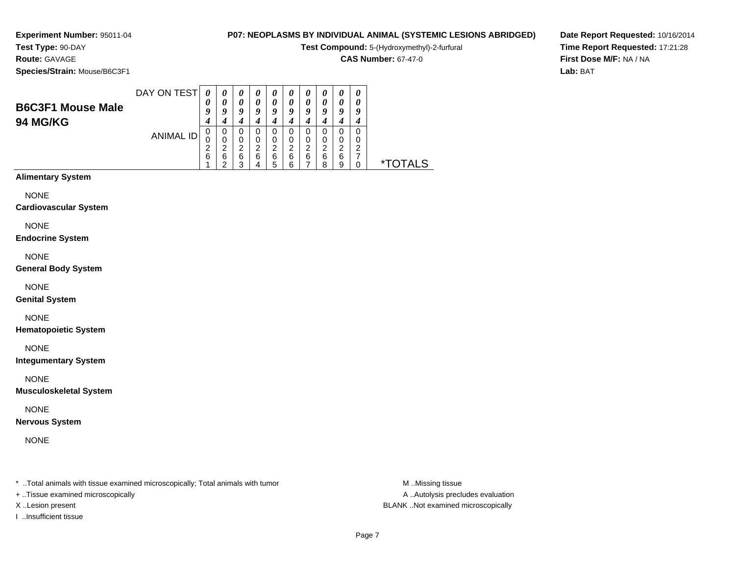**Experiment Number:** 95011-04
**Test Type:** 90-DAY
**Route:** GAVAGE
**Species/Strain:** Mouse/B6C3F1

**P07: NEOPLASMS BY INDIVIDUAL ANIMAL (SYSTEMIC LESIONS ABRIDGED)**
**Test Compound:** 5-(Hydroxymethyl)-2-furfural
**CAS Number:** 67-47-0

**Date Report Requested:** 10/16/2014
**Time Report Requested:** 17:21:28
**First Dose M/F:** NA / NA
**Lab:** BAT

## B6C3F1 Mouse Male 94 MG/KG

| DAY ON TEST | 0094 | 0094 | 0094 | 0094 | 0094 | 0094 | 0094 | 0094 | 0094 | 0094 | |
|---|---|---|---|---|---|---|---|---|---|---|---|
| ANIMAL ID | 00261 | 00262 | 00263 | 00264 | 00265 | 00266 | 00267 | 00268 | 00269 | 00270 | *TOTALS |

**Alimentary System**

NONE

**Cardiovascular System**

NONE

**Endocrine System**

NONE

**General Body System**

NONE

**Genital System**

NONE

**Hematopoietic System**

NONE

**Integumentary System**

NONE

**Musculoskeletal System**

NONE

**Nervous System**

NONE

* ..Total animals with tissue examined microscopically; Total animals with tumor
+ ..Tissue examined microscopically
X ..Lesion present
I ..Insufficient tissue

M ..Missing tissue
A ..Autolysis precludes evaluation
BLANK ..Not examined microscopically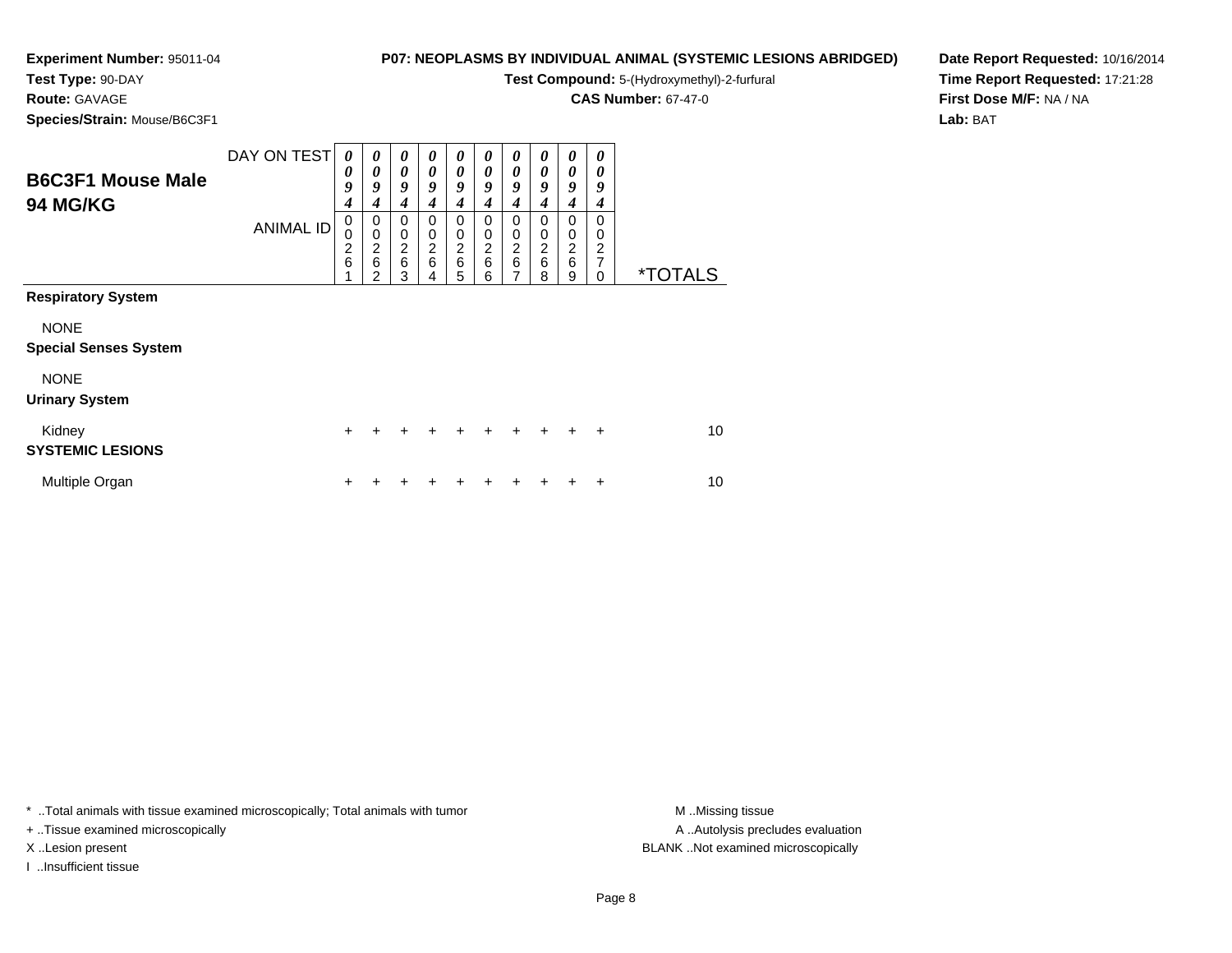**Experiment Number:** 95011-04
**Test Type:** 90-DAY
**Route:** GAVAGE
**Species/Strain:** Mouse/B6C3F1

**P07: NEOPLASMS BY INDIVIDUAL ANIMAL (SYSTEMIC LESIONS ABRIDGED)**
**Test Compound:** 5-(Hydroxymethyl)-2-furfural
**CAS Number:** 67-47-0

**Date Report Requested:** 10/16/2014
**Time Report Requested:** 17:21:28
**First Dose M/F:** NA / NA
**Lab:** BAT

## B6C3F1 Mouse Male 94 MG/KG

| DAY ON TEST | 0094 | 0094 | 0094 | 0094 | 0094 | 0094 | 0094 | 0094 | 0094 | 0094 | |
|---|---|---|---|---|---|---|---|---|---|---|---|
| ANIMAL ID | 00261 | 00262 | 00263 | 00264 | 00265 | 00266 | 00267 | 00268 | 00269 | 00270 | *TOTALS |
| **Respiratory System** | | | | | | | | | | | |
| NONE | | | | | | | | | | | |
| **Special Senses System** | | | | | | | | | | | |
| NONE | | | | | | | | | | | |
| **Urinary System** | | | | | | | | | | | |
| Kidney | + | + | + | + | + | + | + | + | + | + | 10 |
| **SYSTEMIC LESIONS** | | | | | | | | | | | |
| Multiple Organ | + | + | + | + | + | + | + | + | + | + | 10 |

* ..Total animals with tissue examined microscopically; Total animals with tumor
+ ..Tissue examined microscopically
X ..Lesion present
I ..Insufficient tissue

M ..Missing tissue
A ..Autolysis precludes evaluation
BLANK ..Not examined microscopically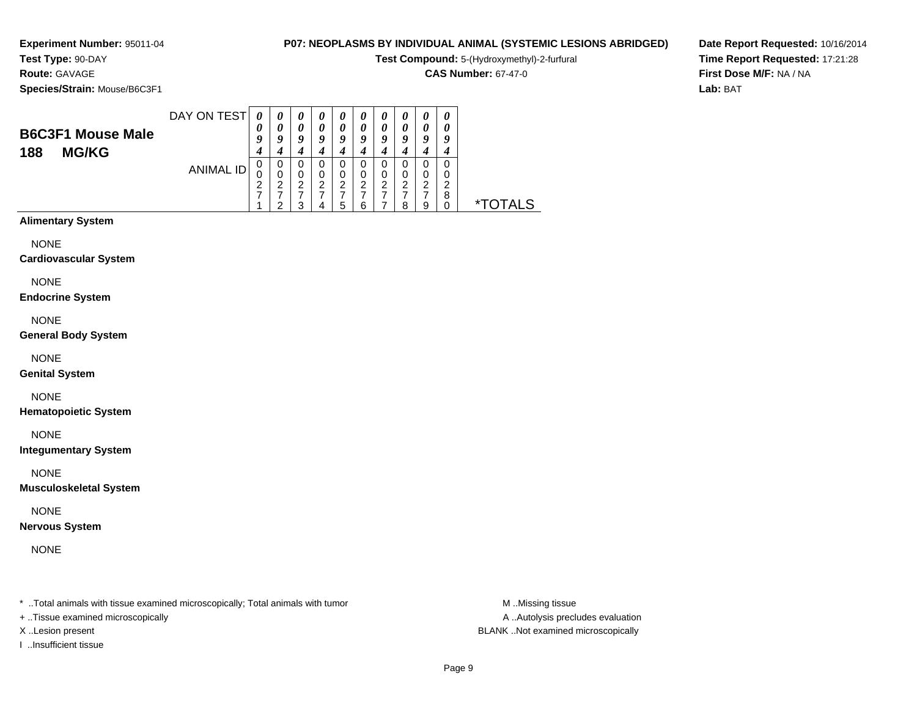**Experiment Number:** 95011-04
**Test Type:** 90-DAY
**Route:** GAVAGE
**Species/Strain:** Mouse/B6C3F1

**P07: NEOPLASMS BY INDIVIDUAL ANIMAL (SYSTEMIC LESIONS ABRIDGED)**
**Test Compound:** 5-(Hydroxymethyl)-2-furfural
**CAS Number:** 67-47-0

**Date Report Requested:** 10/16/2014
**Time Report Requested:** 17:21:28
**First Dose M/F:** NA / NA
**Lab:** BAT

## B6C3F1 Mouse Male 188 MG/KG

| DAY ON TEST | 0094 | 0094 | 0094 | 0094 | 0094 | 0094 | 0094 | 0094 | 0094 | 0094 | |
|---|---|---|---|---|---|---|---|---|---|---|---|
| ANIMAL ID | 00271 | 00272 | 00273 | 00274 | 00275 | 00276 | 00277 | 00278 | 00279 | 00280 | *TOTALS |
| **Alimentary System** | | | | | | | | | | | |
| NONE | | | | | | | | | | | |
| **Cardiovascular System** | | | | | | | | | | | |
| NONE | | | | | | | | | | | |
| **Endocrine System** | | | | | | | | | | | |
| NONE | | | | | | | | | | | |
| **General Body System** | | | | | | | | | | | |
| NONE | | | | | | | | | | | |
| **Genital System** | | | | | | | | | | | |
| NONE | | | | | | | | | | | |
| **Hematopoietic System** | | | | | | | | | | | |
| NONE | | | | | | | | | | | |
| **Integumentary System** | | | | | | | | | | | |
| NONE | | | | | | | | | | | |
| **Musculoskeletal System** | | | | | | | | | | | |
| NONE | | | | | | | | | | | |
| **Nervous System** | | | | | | | | | | | |
| NONE | | | | | | | | | | | |

* ..Total animals with tissue examined microscopically; Total animals with tumor
+ ..Tissue examined microscopically
X ..Lesion present
I ..Insufficient tissue

M ..Missing tissue
A ..Autolysis precludes evaluation
BLANK ..Not examined microscopically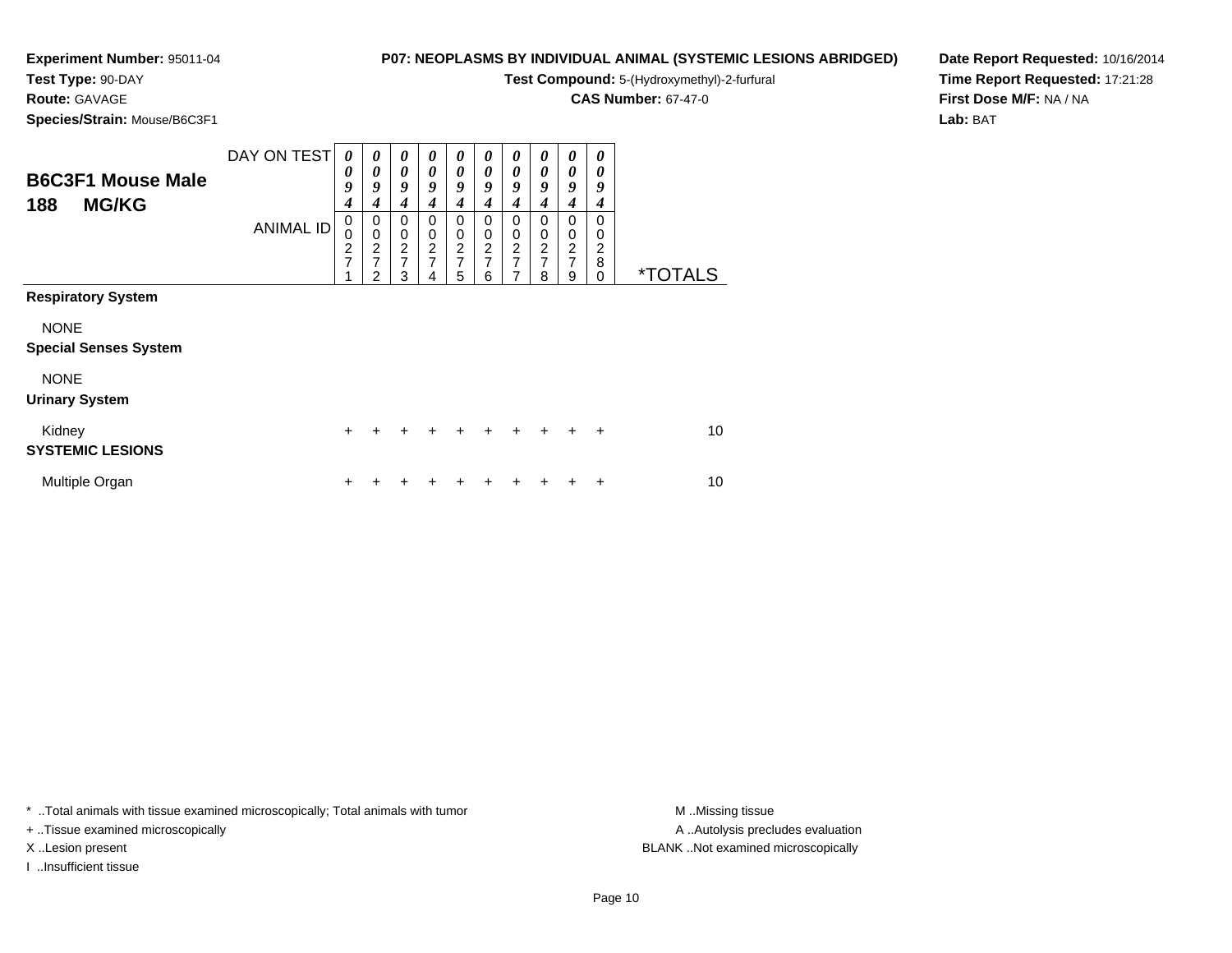**Experiment Number:** 95011-04
**Test Type:** 90-DAY
**Route:** GAVAGE
**Species/Strain:** Mouse/B6C3F1

**P07: NEOPLASMS BY INDIVIDUAL ANIMAL (SYSTEMIC LESIONS ABRIDGED)**
**Test Compound:** 5-(Hydroxymethyl)-2-furfural
**CAS Number:** 67-47-0

**Date Report Requested:** 10/16/2014
**Time Report Requested:** 17:21:28
**First Dose M/F:** NA / NA
**Lab:** BAT

## B6C3F1 Mouse Male 188 MG/KG

| DAY ON TEST | 0094 | 0094 | 0094 | 0094 | 0094 | 0094 | 0094 | 0094 | 0094 | 0094 | |
|---|---|---|---|---|---|---|---|---|---|---|---|
| ANIMAL ID | 00271 | 00272 | 00273 | 00274 | 00275 | 00276 | 00277 | 00278 | 00279 | 00280 | *TOTALS |
| **Respiratory System** | | | | | | | | | | | |
| NONE | | | | | | | | | | | |
| **Special Senses System** | | | | | | | | | | | |
| NONE | | | | | | | | | | | |
| **Urinary System** | | | | | | | | | | | |
| Kidney | + | + | + | + | + | + | + | + | + | + | 10 |
| **SYSTEMIC LESIONS** | | | | | | | | | | | |
| Multiple Organ | + | + | + | + | + | + | + | + | + | + | 10 |

* ..Total animals with tissue examined microscopically; Total animals with tumor
+ ..Tissue examined microscopically
X ..Lesion present
I ..Insufficient tissue

M ..Missing tissue
A ..Autolysis precludes evaluation
BLANK ..Not examined microscopically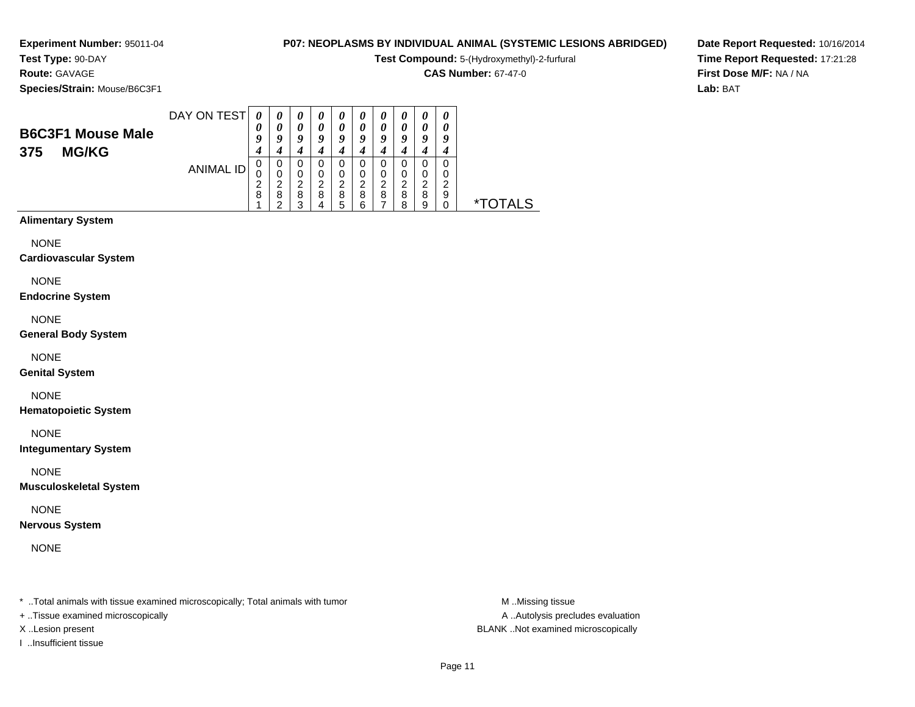**Experiment Number:** 95011-04
**Test Type:** 90-DAY
**Route:** GAVAGE
**Species/Strain:** Mouse/B6C3F1

**P07: NEOPLASMS BY INDIVIDUAL ANIMAL (SYSTEMIC LESIONS ABRIDGED)**
**Test Compound:** 5-(Hydroxymethyl)-2-furfural
**CAS Number:** 67-47-0

**Date Report Requested:** 10/16/2014
**Time Report Requested:** 17:21:28
**First Dose M/F:** NA / NA
**Lab:** BAT

## B6C3F1 Mouse Male
## 375 MG/KG

| DAY ON TEST | 0094 | 0094 | 0094 | 0094 | 0094 | 0094 | 0094 | 0094 | 0094 | 0094 | |
|---|---|---|---|---|---|---|---|---|---|---|---|
| ANIMAL ID | 00281 | 00282 | 00283 | 00284 | 00285 | 00286 | 00287 | 00288 | 00289 | 00290 | *TOTALS |

**Alimentary System**

NONE

**Cardiovascular System**

NONE

**Endocrine System**

NONE

**General Body System**

NONE

**Genital System**

NONE

**Hematopoietic System**

NONE

**Integumentary System**

NONE

**Musculoskeletal System**

NONE

**Nervous System**

NONE

\* ..Total animals with tissue examined microscopically; Total animals with tumor
+ ..Tissue examined microscopically
X ..Lesion present
I ..Insufficient tissue

M ..Missing tissue
A ..Autolysis precludes evaluation
BLANK ..Not examined microscopically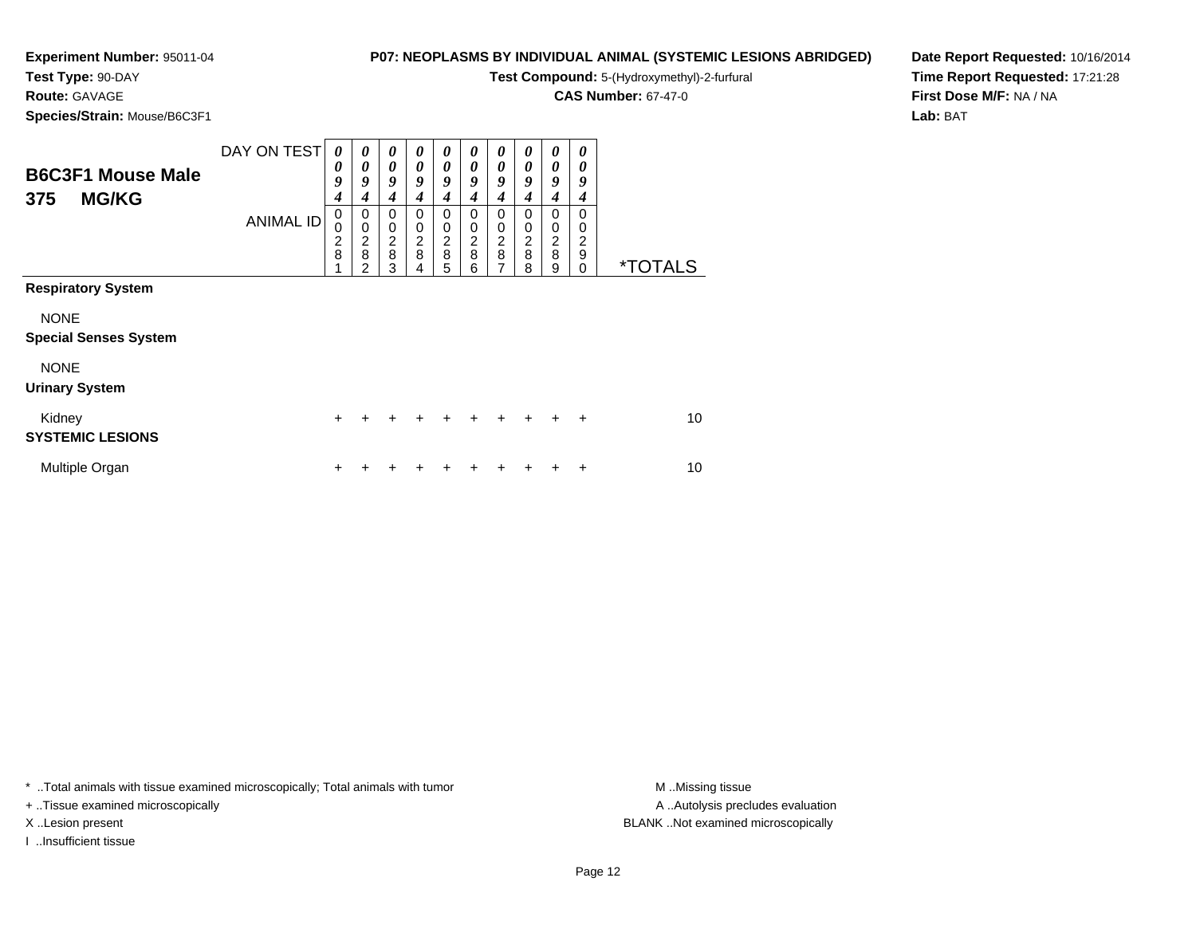**Experiment Number:** 95011-04
**Test Type:** 90-DAY
**Route:** GAVAGE
**Species/Strain:** Mouse/B6C3F1

**P07: NEOPLASMS BY INDIVIDUAL ANIMAL (SYSTEMIC LESIONS ABRIDGED)**
**Test Compound:** 5-(Hydroxymethyl)-2-furfural
**CAS Number:** 67-47-0

**Date Report Requested:** 10/16/2014
**Time Report Requested:** 17:21:28
**First Dose M/F:** NA / NA
**Lab:** BAT

## B6C3F1 Mouse Male
## 375 MG/KG

| DAY ON TEST | 0094 | 0094 | 0094 | 0094 | 0094 | 0094 | 0094 | 0094 | 0094 | 0094 | |
|---|---|---|---|---|---|---|---|---|---|---|---|
| ANIMAL ID | 00281 | 00282 | 00283 | 00284 | 00285 | 00286 | 00287 | 00288 | 00289 | 00290 | *TOTALS |
| **Respiratory System** | | | | | | | | | | | |
| NONE | | | | | | | | | | | |
| **Special Senses System** | | | | | | | | | | | |
| NONE | | | | | | | | | | | |
| **Urinary System** | | | | | | | | | | | |
| Kidney | + | + | + | + | + | + | + | + | + | + | 10 |
| **SYSTEMIC LESIONS** | | | | | | | | | | | |
| Multiple Organ | + | + | + | + | + | + | + | + | + | + | 10 |

* ..Total animals with tissue examined microscopically; Total animals with tumor
+ ..Tissue examined microscopically
X ..Lesion present
I ..Insufficient tissue

M ..Missing tissue
A ..Autolysis precludes evaluation
BLANK ..Not examined microscopically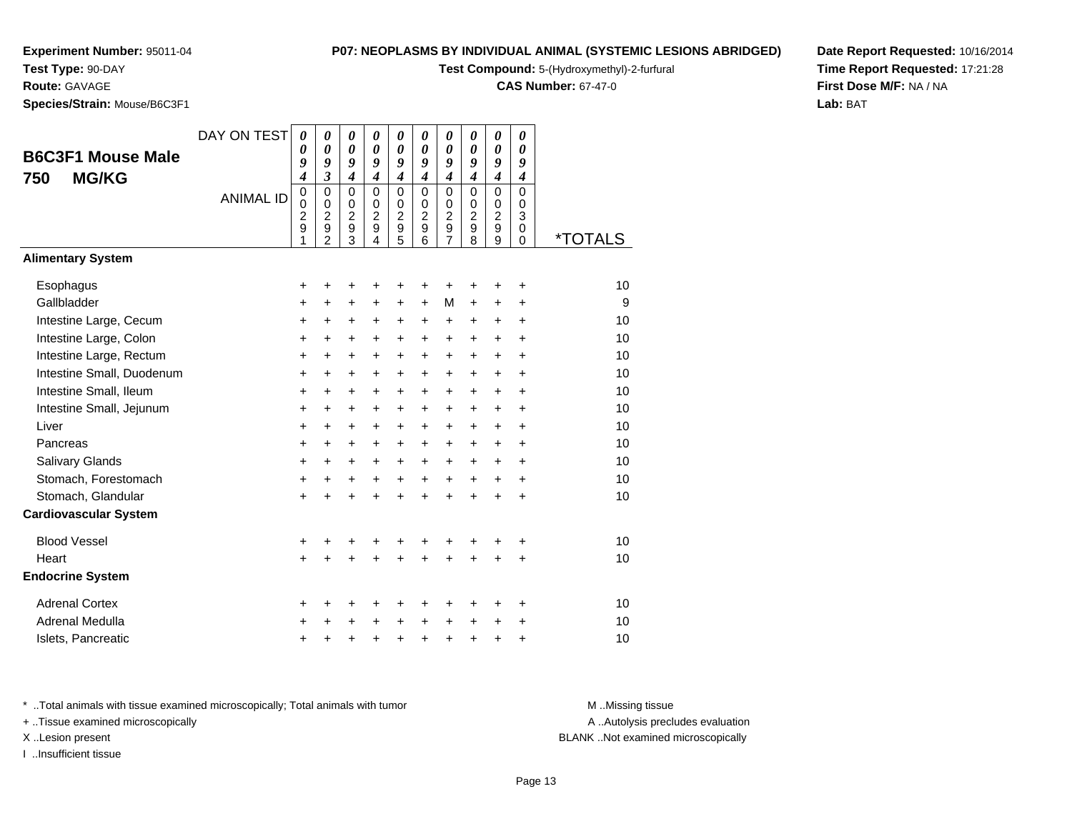**Experiment Number:** 95011-04
**Test Type:** 90-DAY
**Route:** GAVAGE
**Species/Strain:** Mouse/B6C3F1

**P07: NEOPLASMS BY INDIVIDUAL ANIMAL (SYSTEMIC LESIONS ABRIDGED)**
**Test Compound:** 5-(Hydroxymethyl)-2-furfural
**CAS Number:** 67-47-0

**Date Report Requested:** 10/16/2014
**Time Report Requested:** 17:21:28
**First Dose M/F:** NA / NA
**Lab:** BAT

## B6C3F1 Mouse Male 750 MG/KG

| DAY ON TEST | 0094 | 0093 | 0094 | 0094 | 0094 | 0094 | 0094 | 0094 | 0094 | 0094 | |
|---|---|---|---|---|---|---|---|---|---|---|---|
| ANIMAL ID | 00291 | 00292 | 00293 | 00294 | 00295 | 00296 | 00297 | 00298 | 00299 | 00300 | *TOTALS |
| **Alimentary System** | | | | | | | | | | | |
| Esophagus | + | + | + | + | + | + | + | + | + | + | 10 |
| Gallbladder | + | + | + | + | + | + | M | + | + | + | 9 |
| Intestine Large, Cecum | + | + | + | + | + | + | + | + | + | + | 10 |
| Intestine Large, Colon | + | + | + | + | + | + | + | + | + | + | 10 |
| Intestine Large, Rectum | + | + | + | + | + | + | + | + | + | + | 10 |
| Intestine Small, Duodenum | + | + | + | + | + | + | + | + | + | + | 10 |
| Intestine Small, Ileum | + | + | + | + | + | + | + | + | + | + | 10 |
| Intestine Small, Jejunum | + | + | + | + | + | + | + | + | + | + | 10 |
| Liver | + | + | + | + | + | + | + | + | + | + | 10 |
| Pancreas | + | + | + | + | + | + | + | + | + | + | 10 |
| Salivary Glands | + | + | + | + | + | + | + | + | + | + | 10 |
| Stomach, Forestomach | + | + | + | + | + | + | + | + | + | + | 10 |
| Stomach, Glandular | + | + | + | + | + | + | + | + | + | + | 10 |
| **Cardiovascular System** | | | | | | | | | | | |
| Blood Vessel | + | + | + | + | + | + | + | + | + | + | 10 |
| Heart | + | + | + | + | + | + | + | + | + | + | 10 |
| **Endocrine System** | | | | | | | | | | | |
| Adrenal Cortex | + | + | + | + | + | + | + | + | + | + | 10 |
| Adrenal Medulla | + | + | + | + | + | + | + | + | + | + | 10 |
| Islets, Pancreatic | + | + | + | + | + | + | + | + | + | + | 10 |

* ..Total animals with tissue examined microscopically; Total animals with tumor
+ ..Tissue examined microscopically
X ..Lesion present
I ..Insufficient tissue

M ..Missing tissue
A ..Autolysis precludes evaluation
BLANK ..Not examined microscopically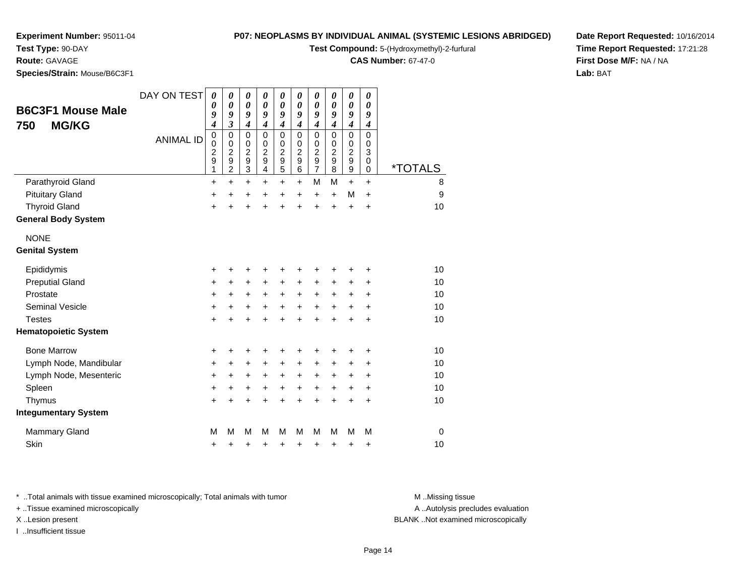**Experiment Number:** 95011-04
**Test Type:** 90-DAY
**Route:** GAVAGE
**Species/Strain:** Mouse/B6C3F1

**P07: NEOPLASMS BY INDIVIDUAL ANIMAL (SYSTEMIC LESIONS ABRIDGED)**
**Test Compound:** 5-(Hydroxymethyl)-2-furfural
**CAS Number:** 67-47-0

**Date Report Requested:** 10/16/2014
**Time Report Requested:** 17:21:28
**First Dose M/F:** NA / NA
**Lab:** BAT

## B6C3F1 Mouse Male 750 MG/KG

| DAY ON TEST | 0094 | 0093 | 0094 | 0094 | 0094 | 0094 | 0094 | 0094 | 0094 | 0094 | |
|---|---|---|---|---|---|---|---|---|---|---|---|
| ANIMAL ID | 00291 | 00292 | 00293 | 00294 | 00295 | 00296 | 00297 | 00298 | 00299 | 00300 | *TOTALS |
| Parathyroid Gland | + | + | + | + | + | + | M | M | + | + | 8 |
| Pituitary Gland | + | + | + | + | + | + | + | + | M | + | 9 |
| Thyroid Gland | + | + | + | + | + | + | + | + | + | + | 10 |
| **General Body System** | | | | | | | | | | | |
| NONE | | | | | | | | | | | |
| **Genital System** | | | | | | | | | | | |
| Epididymis | + | + | + | + | + | + | + | + | + | + | 10 |
| Preputial Gland | + | + | + | + | + | + | + | + | + | + | 10 |
| Prostate | + | + | + | + | + | + | + | + | + | + | 10 |
| Seminal Vesicle | + | + | + | + | + | + | + | + | + | + | 10 |
| Testes | + | + | + | + | + | + | + | + | + | + | 10 |
| **Hematopoietic System** | | | | | | | | | | | |
| Bone Marrow | + | + | + | + | + | + | + | + | + | + | 10 |
| Lymph Node, Mandibular | + | + | + | + | + | + | + | + | + | + | 10 |
| Lymph Node, Mesenteric | + | + | + | + | + | + | + | + | + | + | 10 |
| Spleen | + | + | + | + | + | + | + | + | + | + | 10 |
| Thymus | + | + | + | + | + | + | + | + | + | + | 10 |
| **Integumentary System** | | | | | | | | | | | |
| Mammary Gland | M | M | M | M | M | M | M | M | M | M | 0 |
| Skin | + | + | + | + | + | + | + | + | + | + | 10 |

\* ..Total animals with tissue examined microscopically; Total animals with tumor
+ ..Tissue examined microscopically
X ..Lesion present
I ..Insufficient tissue

M ..Missing tissue
A ..Autolysis precludes evaluation
BLANK ..Not examined microscopically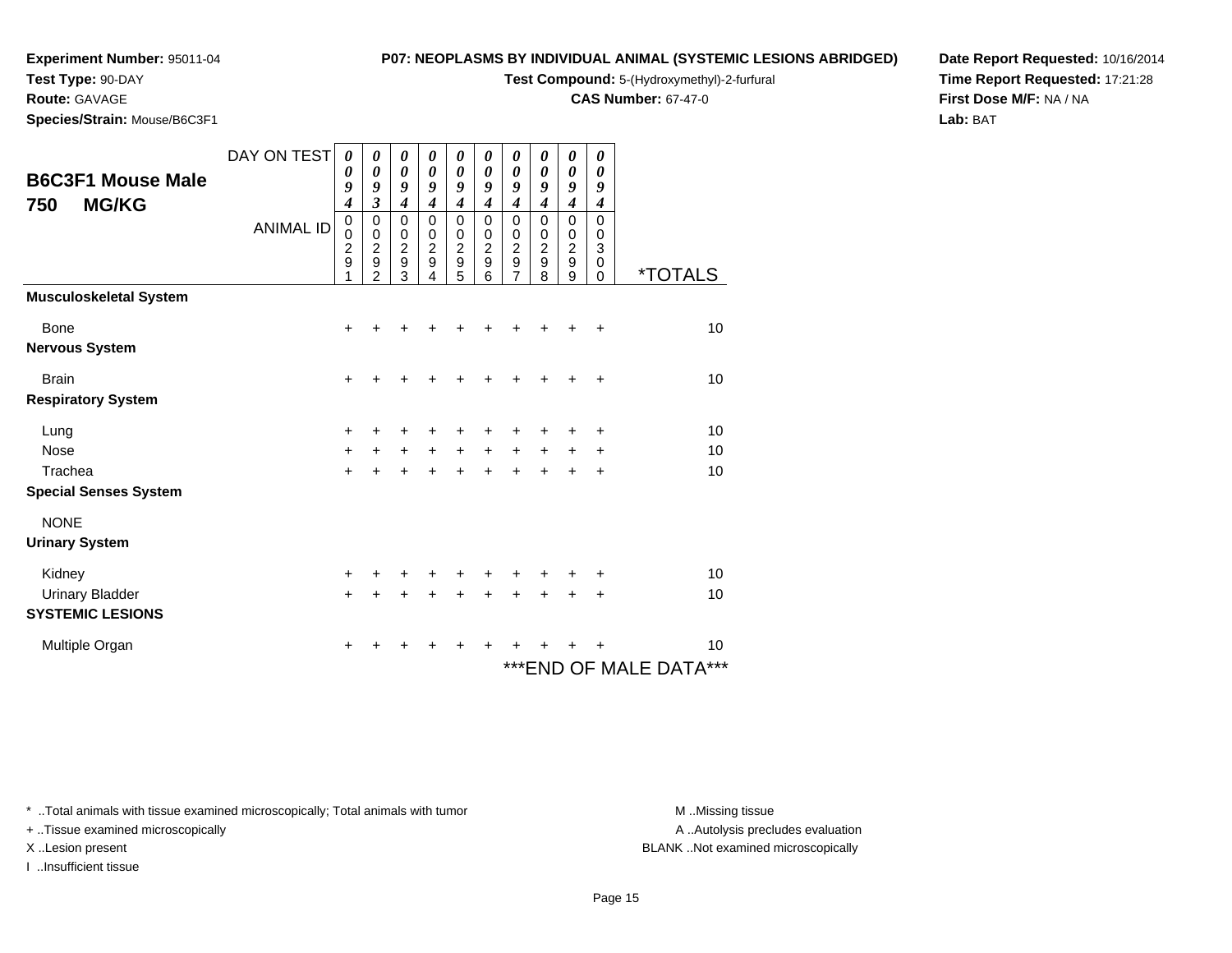**Experiment Number:** 95011-04
**Test Type:** 90-DAY
**Route:** GAVAGE
**Species/Strain:** Mouse/B6C3F1

**P07: NEOPLASMS BY INDIVIDUAL ANIMAL (SYSTEMIC LESIONS ABRIDGED)**
**Test Compound:** 5-(Hydroxymethyl)-2-furfural
**CAS Number:** 67-47-0

**Date Report Requested:** 10/16/2014
**Time Report Requested:** 17:21:28
**First Dose M/F:** NA / NA
**Lab:** BAT

## B6C3F1 Mouse Male 750 MG/KG

| DAY ON TEST | 0094 | 0093 | 0094 | 0094 | 0094 | 0094 | 0094 | 0094 | 0094 | 0094 | |
|---|---|---|---|---|---|---|---|---|---|---|---|
| ANIMAL ID | 00291 | 00292 | 00293 | 00294 | 00295 | 00296 | 00297 | 00298 | 00299 | 00300 | *TOTALS |
| **Musculoskeletal System** | | | | | | | | | | | |
| Bone | + | + | + | + | + | + | + | + | + | + | 10 |
| **Nervous System** | | | | | | | | | | | |
| Brain | + | + | + | + | + | + | + | + | + | + | 10 |
| **Respiratory System** | | | | | | | | | | | |
| Lung | + | + | + | + | + | + | + | + | + | + | 10 |
| Nose | + | + | + | + | + | + | + | + | + | + | 10 |
| Trachea | + | + | + | + | + | + | + | + | + | + | 10 |
| **Special Senses System** | | | | | | | | | | | |
| NONE | | | | | | | | | | | |
| **Urinary System** | | | | | | | | | | | |
| Kidney | + | + | + | + | + | + | + | + | + | + | 10 |
| Urinary Bladder | + | + | + | + | + | + | + | + | + | + | 10 |
| **SYSTEMIC LESIONS** | | | | | | | | | | | |
| Multiple Organ | + | + | + | + | + | + | + | + | + | + | 10 |

***END OF MALE DATA***

\* ..Total animals with tissue examined microscopically; Total animals with tumor
\+ ..Tissue examined microscopically
X ..Lesion present
I ..Insufficient tissue

M ..Missing tissue
A ..Autolysis precludes evaluation
BLANK ..Not examined microscopically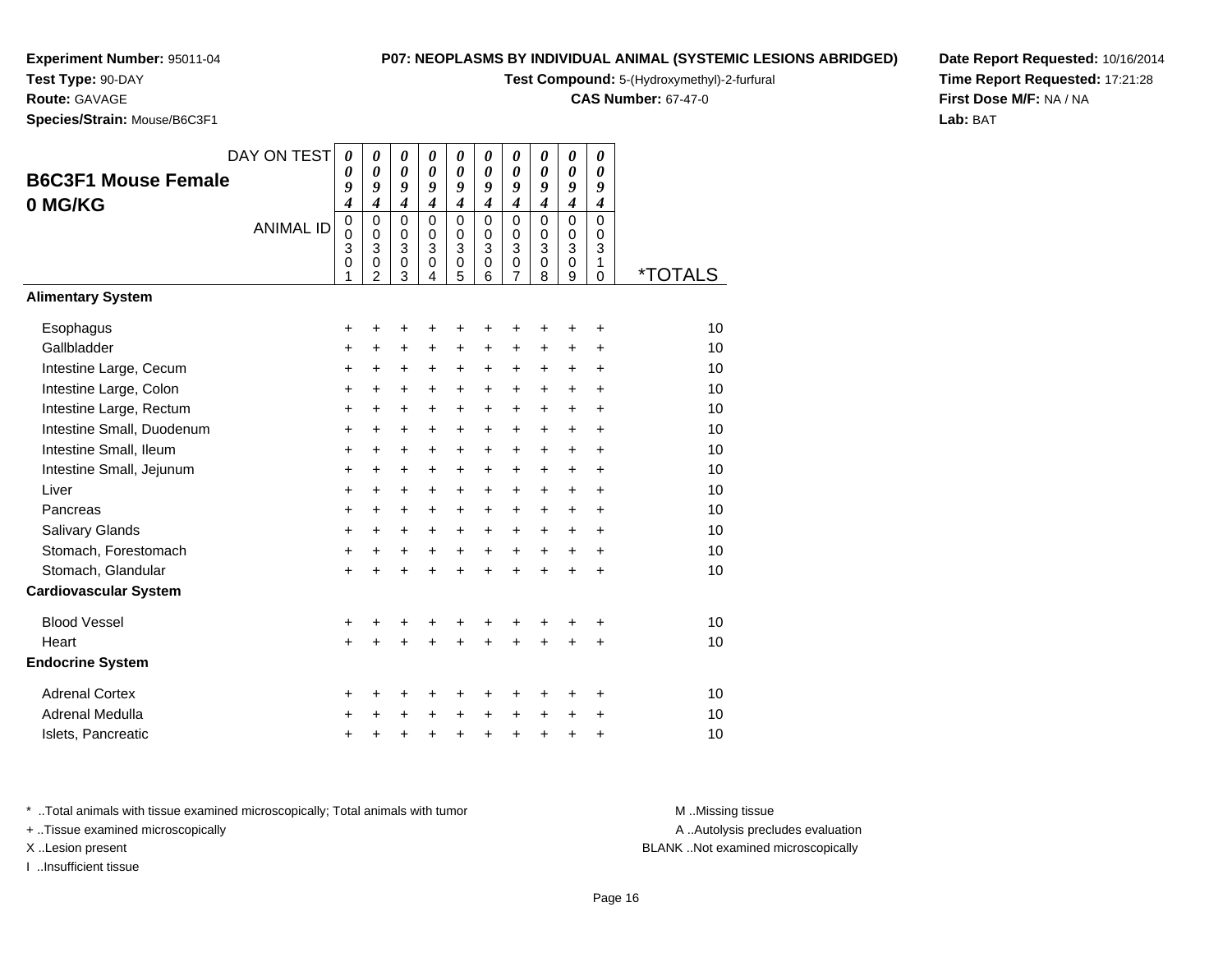**Experiment Number:** 95011-04
**Test Type:** 90-DAY
**Route:** GAVAGE
**Species/Strain:** Mouse/B6C3F1

**P07: NEOPLASMS BY INDIVIDUAL ANIMAL (SYSTEMIC LESIONS ABRIDGED)**
**Test Compound:** 5-(Hydroxymethyl)-2-furfural
**CAS Number:** 67-47-0

**Date Report Requested:** 10/16/2014
**Time Report Requested:** 17:21:28
**First Dose M/F:** NA / NA
**Lab:** BAT

## B6C3F1 Mouse Female 0 MG/KG

| DAY ON TEST | 0094 | 0094 | 0094 | 0094 | 0094 | 0094 | 0094 | 0094 | 0094 | 0094 | |
|---|---|---|---|---|---|---|---|---|---|---|---|
| ANIMAL ID | 00301 | 00302 | 00303 | 00304 | 00305 | 00306 | 00307 | 00308 | 00309 | 00310 | *TOTALS |
| **Alimentary System** | | | | | | | | | | | |
| Esophagus | + | + | + | + | + | + | + | + | + | + | 10 |
| Gallbladder | + | + | + | + | + | + | + | + | + | + | 10 |
| Intestine Large, Cecum | + | + | + | + | + | + | + | + | + | + | 10 |
| Intestine Large, Colon | + | + | + | + | + | + | + | + | + | + | 10 |
| Intestine Large, Rectum | + | + | + | + | + | + | + | + | + | + | 10 |
| Intestine Small, Duodenum | + | + | + | + | + | + | + | + | + | + | 10 |
| Intestine Small, Ileum | + | + | + | + | + | + | + | + | + | + | 10 |
| Intestine Small, Jejunum | + | + | + | + | + | + | + | + | + | + | 10 |
| Liver | + | + | + | + | + | + | + | + | + | + | 10 |
| Pancreas | + | + | + | + | + | + | + | + | + | + | 10 |
| Salivary Glands | + | + | + | + | + | + | + | + | + | + | 10 |
| Stomach, Forestomach | + | + | + | + | + | + | + | + | + | + | 10 |
| Stomach, Glandular | + | + | + | + | + | + | + | + | + | + | 10 |
| **Cardiovascular System** | | | | | | | | | | | |
| Blood Vessel | + | + | + | + | + | + | + | + | + | + | 10 |
| Heart | + | + | + | + | + | + | + | + | + | + | 10 |
| **Endocrine System** | | | | | | | | | | | |
| Adrenal Cortex | + | + | + | + | + | + | + | + | + | + | 10 |
| Adrenal Medulla | + | + | + | + | + | + | + | + | + | + | 10 |
| Islets, Pancreatic | + | + | + | + | + | + | + | + | + | + | 10 |

* ..Total animals with tissue examined microscopically; Total animals with tumor
+ ..Tissue examined microscopically
X ..Lesion present
I ..Insufficient tissue

M ..Missing tissue
A ..Autolysis precludes evaluation
BLANK ..Not examined microscopically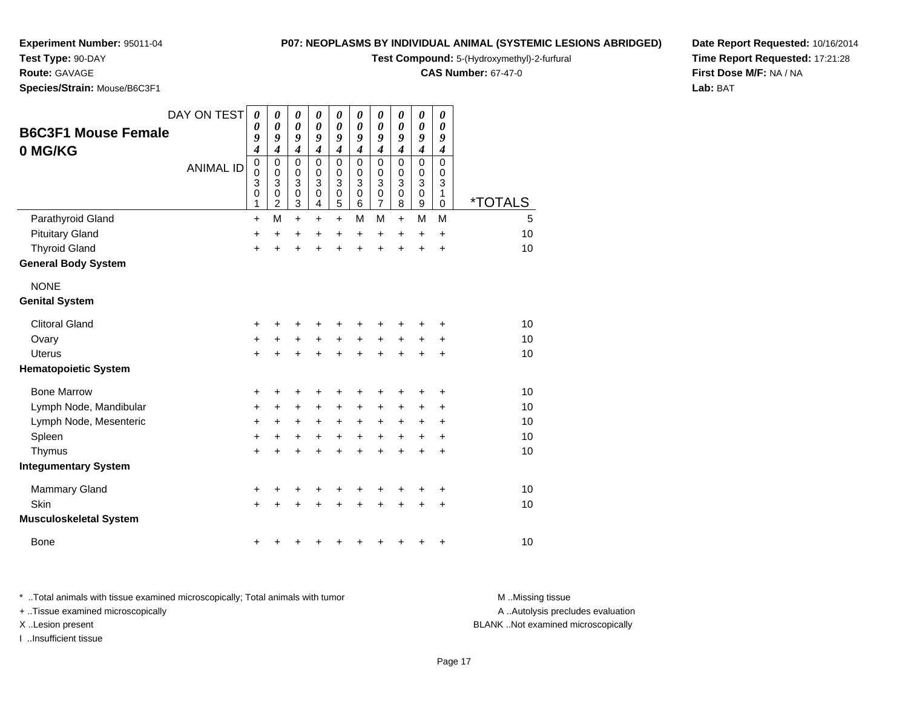**Experiment Number:** 95011-04
**Test Type:** 90-DAY
**Route:** GAVAGE
**Species/Strain:** Mouse/B6C3F1

**P07: NEOPLASMS BY INDIVIDUAL ANIMAL (SYSTEMIC LESIONS ABRIDGED)**
**Test Compound:** 5-(Hydroxymethyl)-2-furfural
**CAS Number:** 67-47-0

**Date Report Requested:** 10/16/2014
**Time Report Requested:** 17:21:28
**First Dose M/F:** NA / NA
**Lab:** BAT

## B6C3F1 Mouse Female
## 0 MG/KG

| DAY ON TEST | 0094 | 0094 | 0094 | 0094 | 0094 | 0094 | 0094 | 0094 | 0094 | 0094 | |
|---|---|---|---|---|---|---|---|---|---|---|---|
| ANIMAL ID | 00301 | 00302 | 00303 | 00304 | 00305 | 00306 | 00307 | 00308 | 00309 | 00310 | *TOTALS |
| Parathyroid Gland | + | M | + | + | + | M | M | + | M | M | 5 |
| Pituitary Gland | + | + | + | + | + | + | + | + | + | + | 10 |
| Thyroid Gland | + | + | + | + | + | + | + | + | + | + | 10 |
| **General Body System** | | | | | | | | | | | |
| NONE | | | | | | | | | | | |
| **Genital System** | | | | | | | | | | | |
| Clitoral Gland | + | + | + | + | + | + | + | + | + | + | 10 |
| Ovary | + | + | + | + | + | + | + | + | + | + | 10 |
| Uterus | + | + | + | + | + | + | + | + | + | + | 10 |
| **Hematopoietic System** | | | | | | | | | | | |
| Bone Marrow | + | + | + | + | + | + | + | + | + | + | 10 |
| Lymph Node, Mandibular | + | + | + | + | + | + | + | + | + | + | 10 |
| Lymph Node, Mesenteric | + | + | + | + | + | + | + | + | + | + | 10 |
| Spleen | + | + | + | + | + | + | + | + | + | + | 10 |
| Thymus | + | + | + | + | + | + | + | + | + | + | 10 |
| **Integumentary System** | | | | | | | | | | | |
| Mammary Gland | + | + | + | + | + | + | + | + | + | + | 10 |
| Skin | + | + | + | + | + | + | + | + | + | + | 10 |
| **Musculoskeletal System** | | | | | | | | | | | |
| Bone | + | + | + | + | + | + | + | + | + | + | 10 |

* ..Total animals with tissue examined microscopically; Total animals with tumor
+ ..Tissue examined microscopically
X ..Lesion present
I ..Insufficient tissue

M ..Missing tissue
A ..Autolysis precludes evaluation
BLANK ..Not examined microscopically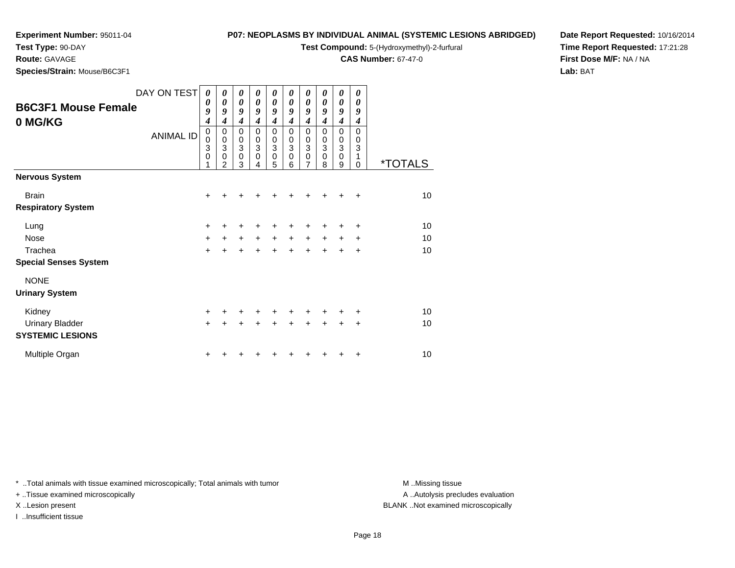**Experiment Number:** 95011-04
**Test Type:** 90-DAY
**Route:** GAVAGE
**Species/Strain:** Mouse/B6C3F1

**P07: NEOPLASMS BY INDIVIDUAL ANIMAL (SYSTEMIC LESIONS ABRIDGED)**
**Test Compound:** 5-(Hydroxymethyl)-2-furfural
**CAS Number:** 67-47-0

**Date Report Requested:** 10/16/2014
**Time Report Requested:** 17:21:28
**First Dose M/F:** NA / NA
**Lab:** BAT

## B6C3F1 Mouse Female
## 0 MG/KG

| DAY ON TEST | 0094 | 0094 | 0094 | 0094 | 0094 | 0094 | 0094 | 0094 | 0094 | 0094 | |
|---|---|---|---|---|---|---|---|---|---|---|---|
| ANIMAL ID | 00301 | 00302 | 00303 | 00304 | 00305 | 00306 | 00307 | 00308 | 00309 | 00310 | *TOTALS |
| **Nervous System** | | | | | | | | | | | |
| Brain | + | + | + | + | + | + | + | + | + | + | 10 |
| **Respiratory System** | | | | | | | | | | | |
| Lung | + | + | + | + | + | + | + | + | + | + | 10 |
| Nose | + | + | + | + | + | + | + | + | + | + | 10 |
| Trachea | + | + | + | + | + | + | + | + | + | + | 10 |
| **Special Senses System** | | | | | | | | | | | |
| NONE | | | | | | | | | | | |
| **Urinary System** | | | | | | | | | | | |
| Kidney | + | + | + | + | + | + | + | + | + | + | 10 |
| Urinary Bladder | + | + | + | + | + | + | + | + | + | + | 10 |
| **SYSTEMIC LESIONS** | | | | | | | | | | | |
| Multiple Organ | + | + | + | + | + | + | + | + | + | + | 10 |

* ..Total animals with tissue examined microscopically; Total animals with tumor
+ ..Tissue examined microscopically
X ..Lesion present
I ..Insufficient tissue

M ..Missing tissue
A ..Autolysis precludes evaluation
BLANK ..Not examined microscopically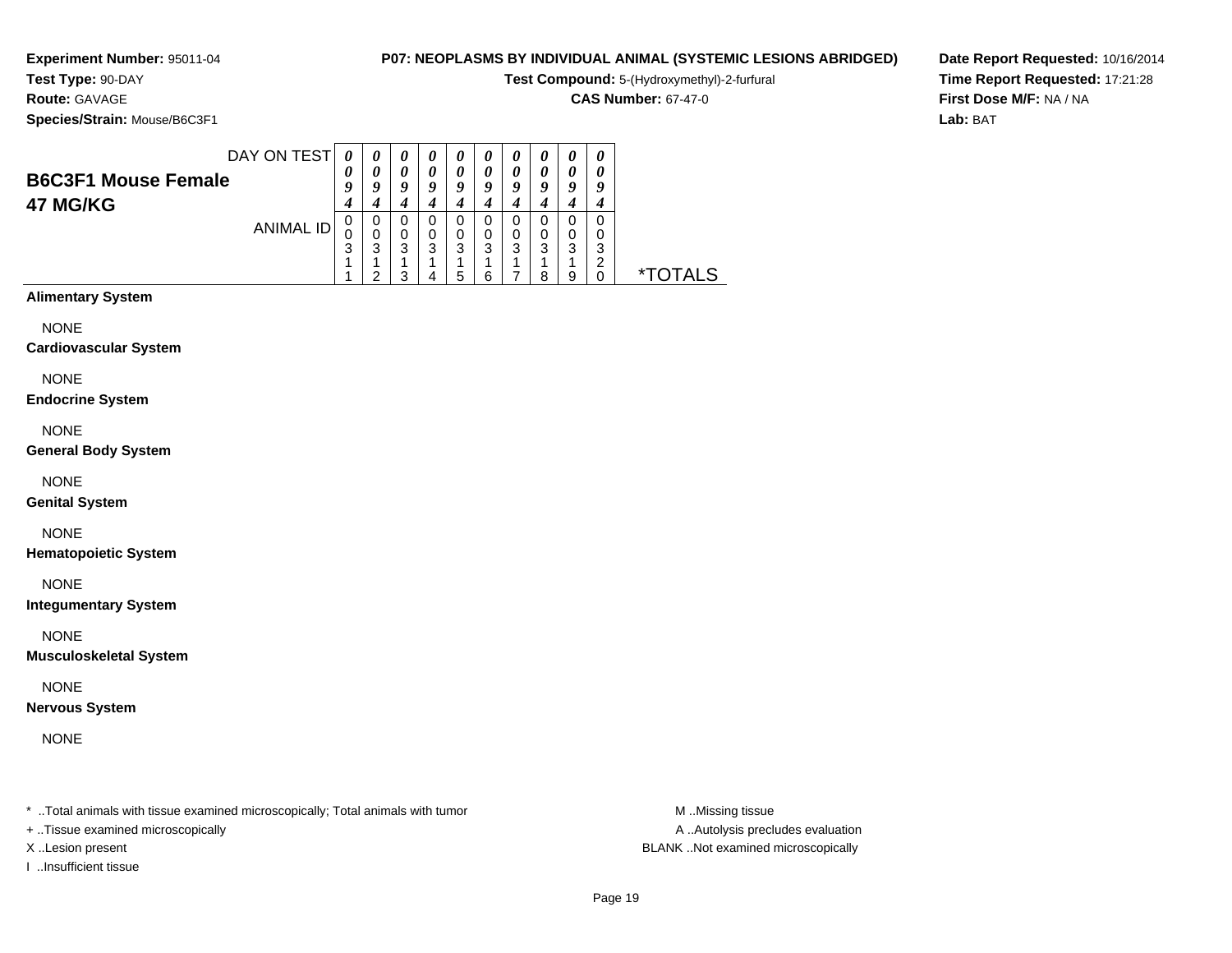**Experiment Number:** 95011-04
**Test Type:** 90-DAY
**Route:** GAVAGE
**Species/Strain:** Mouse/B6C3F1

**P07: NEOPLASMS BY INDIVIDUAL ANIMAL (SYSTEMIC LESIONS ABRIDGED)**
**Test Compound:** 5-(Hydroxymethyl)-2-furfural
**CAS Number:** 67-47-0

**Date Report Requested:** 10/16/2014
**Time Report Requested:** 17:21:28
**First Dose M/F:** NA / NA
**Lab:** BAT

## B6C3F1 Mouse Female
## 47 MG/KG

| DAY ON TEST | 0094 | 0094 | 0094 | 0094 | 0094 | 0094 | 0094 | 0094 | 0094 | 0094 | |
|---|---|---|---|---|---|---|---|---|---|---|---|
| ANIMAL ID | 00311 | 00312 | 00313 | 00314 | 00315 | 00316 | 00317 | 00318 | 00319 | 00320 | *TOTALS |
| **Alimentary System** | | | | | | | | | | | |
| NONE | | | | | | | | | | | |
| **Cardiovascular System** | | | | | | | | | | | |
| NONE | | | | | | | | | | | |
| **Endocrine System** | | | | | | | | | | | |
| NONE | | | | | | | | | | | |
| **General Body System** | | | | | | | | | | | |
| NONE | | | | | | | | | | | |
| **Genital System** | | | | | | | | | | | |
| NONE | | | | | | | | | | | |
| **Hematopoietic System** | | | | | | | | | | | |
| NONE | | | | | | | | | | | |
| **Integumentary System** | | | | | | | | | | | |
| NONE | | | | | | | | | | | |
| **Musculoskeletal System** | | | | | | | | | | | |
| NONE | | | | | | | | | | | |
| **Nervous System** | | | | | | | | | | | |
| NONE | | | | | | | | | | | |

* ..Total animals with tissue examined microscopically; Total animals with tumor
+ ..Tissue examined microscopically
X ..Lesion present
I ..Insufficient tissue

M ..Missing tissue
A ..Autolysis precludes evaluation
BLANK ..Not examined microscopically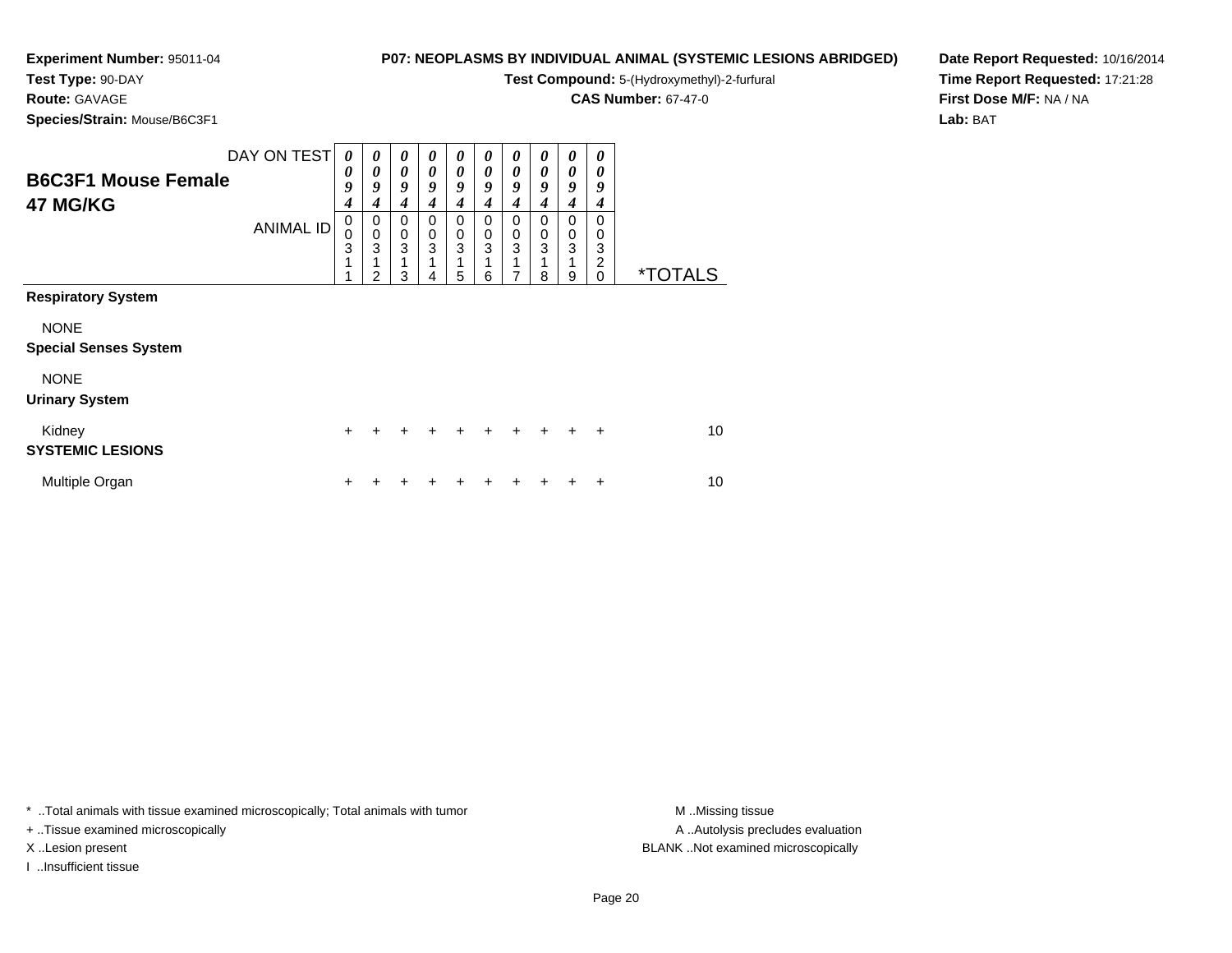**Experiment Number:** 95011-04
**Test Type:** 90-DAY
**Route:** GAVAGE
**Species/Strain:** Mouse/B6C3F1

**P07: NEOPLASMS BY INDIVIDUAL ANIMAL (SYSTEMIC LESIONS ABRIDGED)**
**Test Compound:** 5-(Hydroxymethyl)-2-furfural
**CAS Number:** 67-47-0

**Date Report Requested:** 10/16/2014
**Time Report Requested:** 17:21:28
**First Dose M/F:** NA / NA
**Lab:** BAT

## B6C3F1 Mouse Female 47 MG/KG

| DAY ON TEST | 0094 | 0094 | 0094 | 0094 | 0094 | 0094 | 0094 | 0094 | 0094 | 0094 | |
|---|---|---|---|---|---|---|---|---|---|---|---|
| ANIMAL ID | 00311 | 00312 | 00313 | 00314 | 00315 | 00316 | 00317 | 00318 | 00319 | 00320 | *TOTALS |
| **Respiratory System** | | | | | | | | | | | |
| NONE | | | | | | | | | | | |
| **Special Senses System** | | | | | | | | | | | |
| NONE | | | | | | | | | | | |
| **Urinary System** | | | | | | | | | | | |
| Kidney | + | + | + | + | + | + | + | + | + | + | 10 |
| **SYSTEMIC LESIONS** | | | | | | | | | | | |
| Multiple Organ | + | + | + | + | + | + | + | + | + | + | 10 |

\* ..Total animals with tissue examined microscopically; Total animals with tumor
+ ..Tissue examined microscopically
X ..Lesion present
I ..Insufficient tissue

M ..Missing tissue
A ..Autolysis precludes evaluation
BLANK ..Not examined microscopically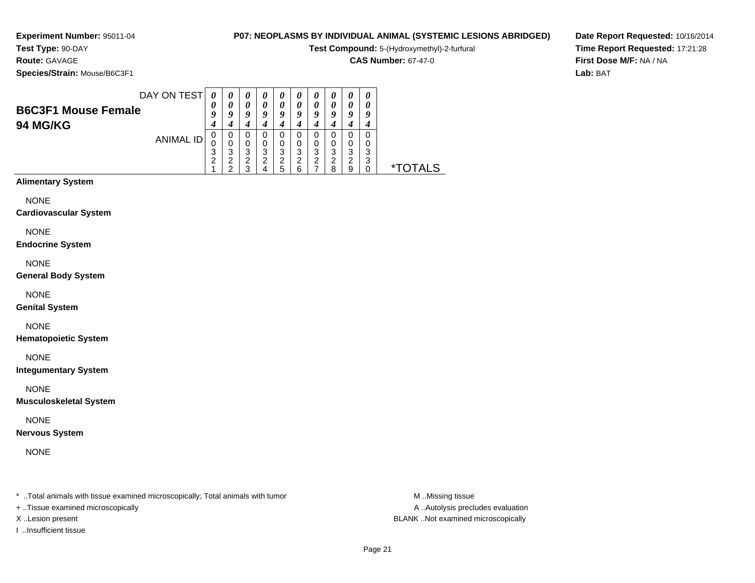**Experiment Number:** 95011-04
**Test Type:** 90-DAY
**Route:** GAVAGE
**Species/Strain:** Mouse/B6C3F1

**P07: NEOPLASMS BY INDIVIDUAL ANIMAL (SYSTEMIC LESIONS ABRIDGED)**
**Test Compound:** 5-(Hydroxymethyl)-2-furfural
**CAS Number:** 67-47-0

**Date Report Requested:** 10/16/2014
**Time Report Requested:** 17:21:28
**First Dose M/F:** NA / NA
**Lab:** BAT

## B6C3F1 Mouse Female 94 MG/KG

| DAY ON TEST | 0094 | 0094 | 0094 | 0094 | 0094 | 0094 | 0094 | 0094 | 0094 | 0094 | |
|---|---|---|---|---|---|---|---|---|---|---|---|
| ANIMAL ID | 00321 | 00322 | 00323 | 00324 | 00325 | 00326 | 00327 | 00328 | 00329 | 00330 | *TOTALS |
| **Alimentary System** | | | | | | | | | | | |
| NONE | | | | | | | | | | | |
| **Cardiovascular System** | | | | | | | | | | | |
| NONE | | | | | | | | | | | |
| **Endocrine System** | | | | | | | | | | | |
| NONE | | | | | | | | | | | |
| **General Body System** | | | | | | | | | | | |
| NONE | | | | | | | | | | | |
| **Genital System** | | | | | | | | | | | |
| NONE | | | | | | | | | | | |
| **Hematopoietic System** | | | | | | | | | | | |
| NONE | | | | | | | | | | | |
| **Integumentary System** | | | | | | | | | | | |
| NONE | | | | | | | | | | | |
| **Musculoskeletal System** | | | | | | | | | | | |
| NONE | | | | | | | | | | | |
| **Nervous System** | | | | | | | | | | | |
| NONE | | | | | | | | | | | |

* ..Total animals with tissue examined microscopically; Total animals with tumor
+ ..Tissue examined microscopically
X ..Lesion present
I ..Insufficient tissue

M ..Missing tissue
A ..Autolysis precludes evaluation
BLANK ..Not examined microscopically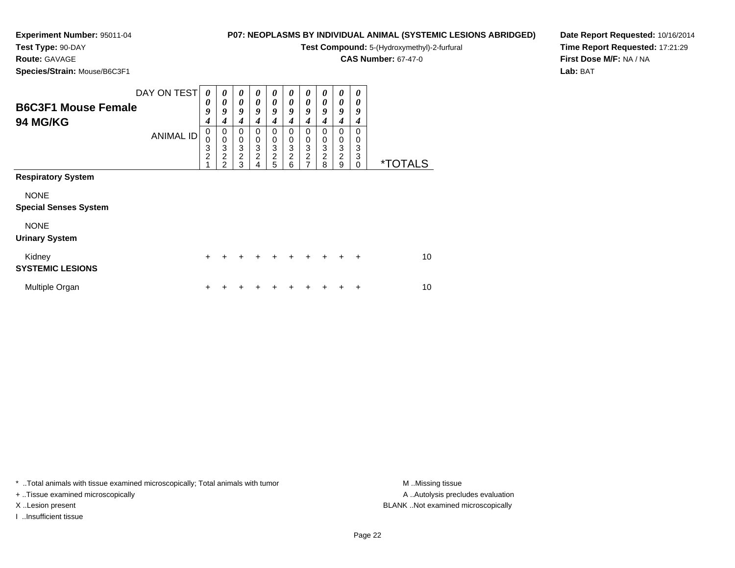**Experiment Number:** 95011-04
**Test Type:** 90-DAY
**Route:** GAVAGE
**Species/Strain:** Mouse/B6C3F1

**P07: NEOPLASMS BY INDIVIDUAL ANIMAL (SYSTEMIC LESIONS ABRIDGED)**
**Test Compound:** 5-(Hydroxymethyl)-2-furfural
**CAS Number:** 67-47-0

**Date Report Requested:** 10/16/2014
**Time Report Requested:** 17:21:29
**First Dose M/F:** NA / NA
**Lab:** BAT

## B6C3F1 Mouse Female
## 94 MG/KG

| DAY ON TEST | 0094 | 0094 | 0094 | 0094 | 0094 | 0094 | 0094 | 0094 | 0094 | 0094 | |
|---|---|---|---|---|---|---|---|---|---|---|---|
| ANIMAL ID | 00321 | 00322 | 00323 | 00324 | 00325 | 00326 | 00327 | 00328 | 00329 | 00330 | *TOTALS |
| **Respiratory System** | | | | | | | | | | | |
| NONE | | | | | | | | | | | |
| **Special Senses System** | | | | | | | | | | | |
| NONE | | | | | | | | | | | |
| **Urinary System** | | | | | | | | | | | |
| Kidney | + | + | + | + | + | + | + | + | + | + | 10 |
| **SYSTEMIC LESIONS** | | | | | | | | | | | |
| Multiple Organ | + | + | + | + | + | + | + | + | + | + | 10 |

\* ..Total animals with tissue examined microscopically; Total animals with tumor
+ ..Tissue examined microscopically
X ..Lesion present
I ..Insufficient tissue

M ..Missing tissue
A ..Autolysis precludes evaluation
BLANK ..Not examined microscopically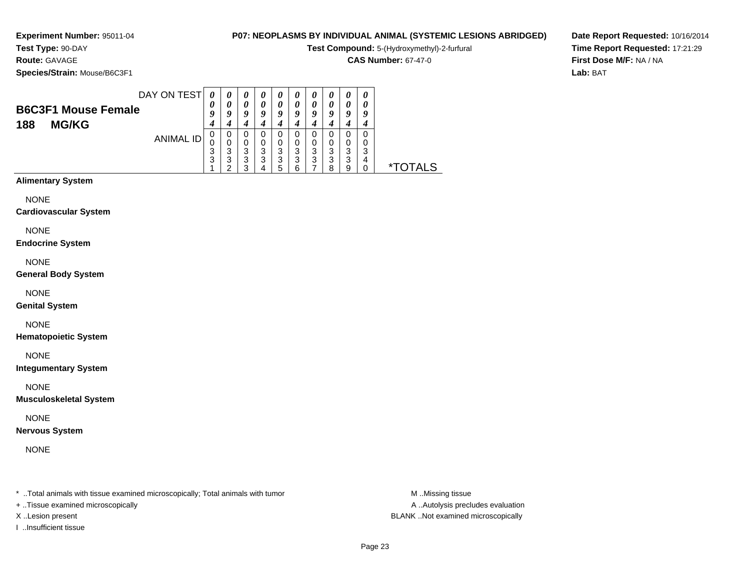**Experiment Number:** 95011-04
**Test Type:** 90-DAY
**Route:** GAVAGE
**Species/Strain:** Mouse/B6C3F1

**P07: NEOPLASMS BY INDIVIDUAL ANIMAL (SYSTEMIC LESIONS ABRIDGED)**
**Test Compound:** 5-(Hydroxymethyl)-2-furfural
**CAS Number:** 67-47-0

**Date Report Requested:** 10/16/2014
**Time Report Requested:** 17:21:29
**First Dose M/F:** NA / NA
**Lab:** BAT

## B6C3F1 Mouse Female
## 188 MG/KG

| DAY ON TEST | 0094 | 0094 | 0094 | 0094 | 0094 | 0094 | 0094 | 0094 | 0094 | 0094 | |
|---|---|---|---|---|---|---|---|---|---|---|---|
| ANIMAL ID | 00331 | 00332 | 00333 | 00334 | 00335 | 00336 | 00337 | 00338 | 00339 | 00340 | *TOTALS |

**Alimentary System**

NONE

**Cardiovascular System**

NONE

**Endocrine System**

NONE

**General Body System**

NONE

**Genital System**

NONE

**Hematopoietic System**

NONE

**Integumentary System**

NONE

**Musculoskeletal System**

NONE

**Nervous System**

NONE

* ..Total animals with tissue examined microscopically; Total animals with tumor
+ ..Tissue examined microscopically
X ..Lesion present
I ..Insufficient tissue

M ..Missing tissue
A ..Autolysis precludes evaluation
BLANK ..Not examined microscopically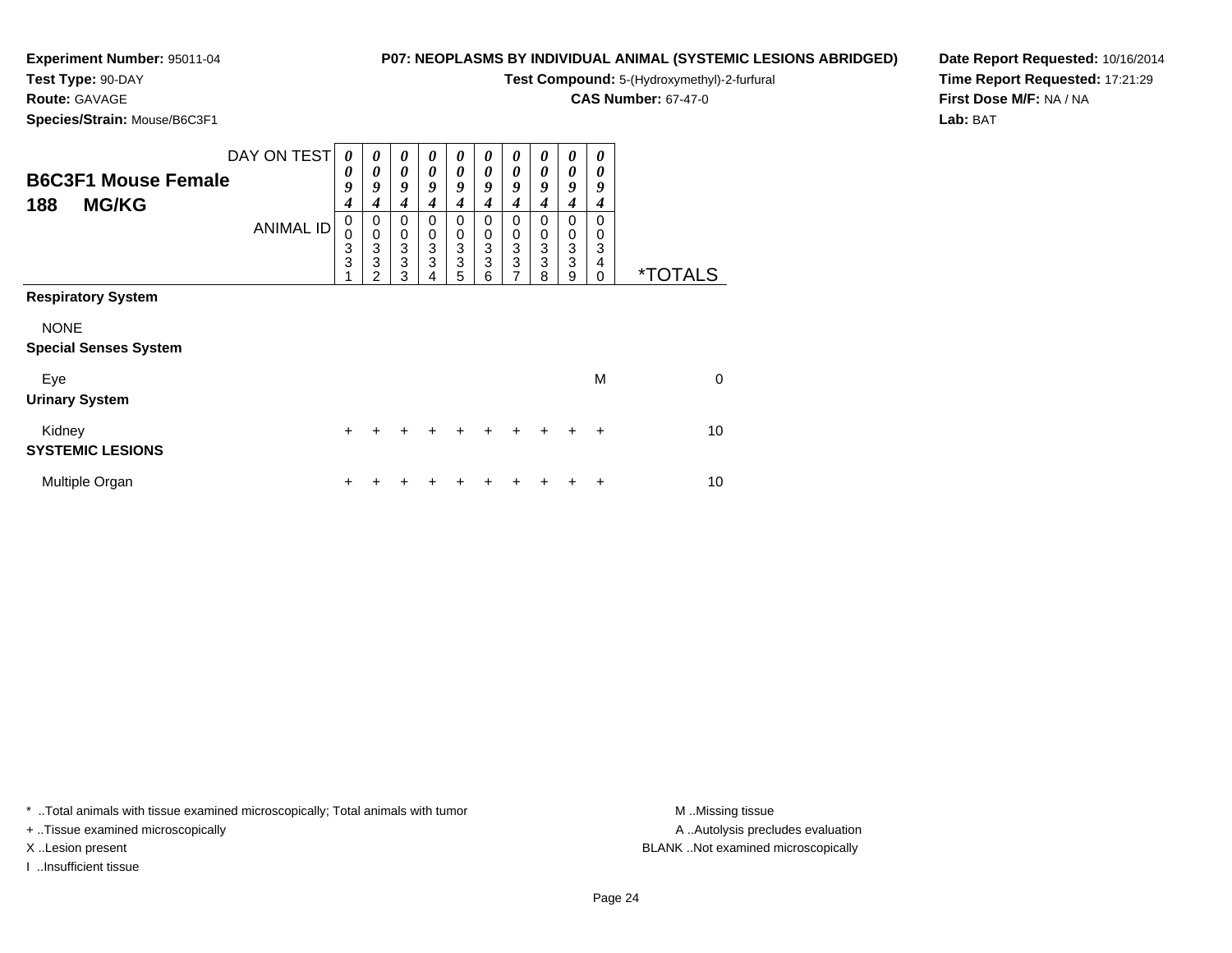**Experiment Number:** 95011-04
**Test Type:** 90-DAY
**Route:** GAVAGE
**Species/Strain:** Mouse/B6C3F1

**P07: NEOPLASMS BY INDIVIDUAL ANIMAL (SYSTEMIC LESIONS ABRIDGED)**
**Test Compound:** 5-(Hydroxymethyl)-2-furfural
**CAS Number:** 67-47-0

**Date Report Requested:** 10/16/2014
**Time Report Requested:** 17:21:29
**First Dose M/F:** NA / NA
**Lab:** BAT

## B6C3F1 Mouse Female
## 188 MG/KG

| DAY ON TEST | 0094 | 0094 | 0094 | 0094 | 0094 | 0094 | 0094 | 0094 | 0094 | 0094 | |
|---|---|---|---|---|---|---|---|---|---|---|---|
| **ANIMAL ID** | 00331 | 00332 | 00333 | 00334 | 00335 | 00336 | 00337 | 00338 | 00339 | 00340 | ***TOTALS** |
| **Respiratory System** | | | | | | | | | | | |
| NONE | | | | | | | | | | | |
| **Special Senses System** | | | | | | | | | | | |
| Eye | | | | | | | | | | M | 0 |
| **Urinary System** | | | | | | | | | | | |
| Kidney | + | + | + | + | + | + | + | + | + | + | 10 |
| **SYSTEMIC LESIONS** | | | | | | | | | | | |
| Multiple Organ | + | + | + | + | + | + | + | + | + | + | 10 |

* ..Total animals with tissue examined microscopically; Total animals with tumor
+ ..Tissue examined microscopically
X ..Lesion present
I ..Insufficient tissue

M ..Missing tissue
A ..Autolysis precludes evaluation
BLANK ..Not examined microscopically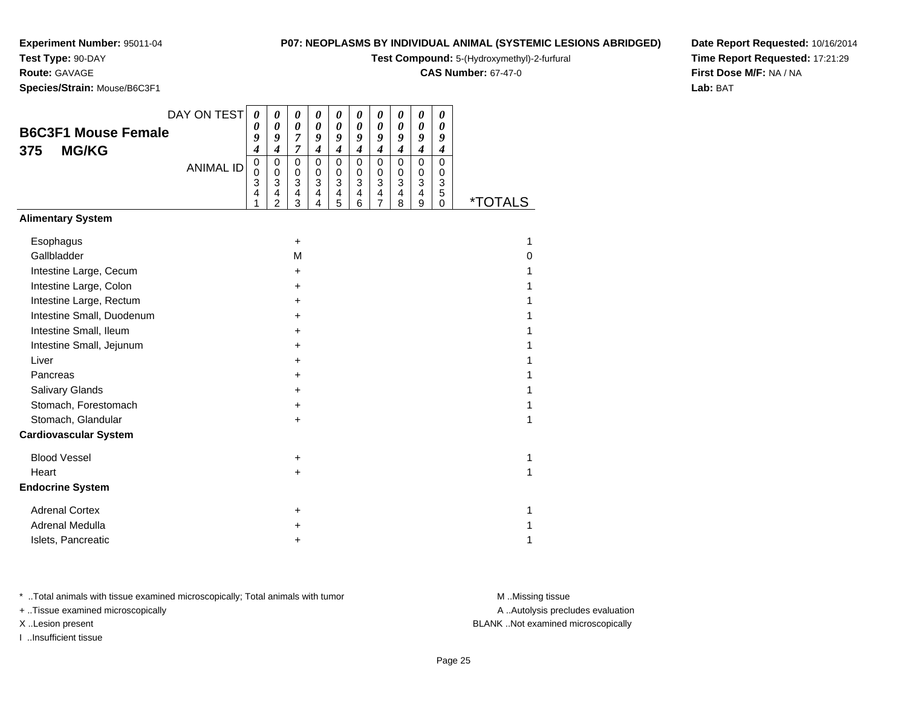**Experiment Number:** 95011-04
**Test Type:** 90-DAY
**Route:** GAVAGE
**Species/Strain:** Mouse/B6C3F1

**P07: NEOPLASMS BY INDIVIDUAL ANIMAL (SYSTEMIC LESIONS ABRIDGED)**
**Test Compound:** 5-(Hydroxymethyl)-2-furfural
**CAS Number:** 67-47-0

**Date Report Requested:** 10/16/2014
**Time Report Requested:** 17:21:29
**First Dose M/F:** NA / NA
**Lab:** BAT

## B6C3F1 Mouse Female 375 MG/KG

| DAY ON TEST | 0094 | 0094 | 0077 | 0094 | 0094 | 0094 | 0094 | 0094 | 0094 | 0094 | |
|---|---|---|---|---|---|---|---|---|---|---|---|
| ANIMAL ID | 00341 | 00342 | 00343 | 00344 | 00345 | 00346 | 00347 | 00348 | 00349 | 00350 | *TOTALS |
| **Alimentary System** | | | | | | | | | | | |
| Esophagus | | | + | | | | | | | | 1 |
| Gallbladder | | | M | | | | | | | | 0 |
| Intestine Large, Cecum | | | + | | | | | | | | 1 |
| Intestine Large, Colon | | | + | | | | | | | | 1 |
| Intestine Large, Rectum | | | + | | | | | | | | 1 |
| Intestine Small, Duodenum | | | + | | | | | | | | 1 |
| Intestine Small, Ileum | | | + | | | | | | | | 1 |
| Intestine Small, Jejunum | | | + | | | | | | | | 1 |
| Liver | | | + | | | | | | | | 1 |
| Pancreas | | | + | | | | | | | | 1 |
| Salivary Glands | | | + | | | | | | | | 1 |
| Stomach, Forestomach | | | + | | | | | | | | 1 |
| Stomach, Glandular | | | + | | | | | | | | 1 |
| **Cardiovascular System** | | | | | | | | | | | |
| Blood Vessel | | | + | | | | | | | | 1 |
| Heart | | | + | | | | | | | | 1 |
| **Endocrine System** | | | | | | | | | | | |
| Adrenal Cortex | | | + | | | | | | | | 1 |
| Adrenal Medulla | | | + | | | | | | | | 1 |
| Islets, Pancreatic | | | + | | | | | | | | 1 |

* ..Total animals with tissue examined microscopically; Total animals with tumor
+ ..Tissue examined microscopically
X ..Lesion present
I ..Insufficient tissue

M ..Missing tissue
A ..Autolysis precludes evaluation
BLANK ..Not examined microscopically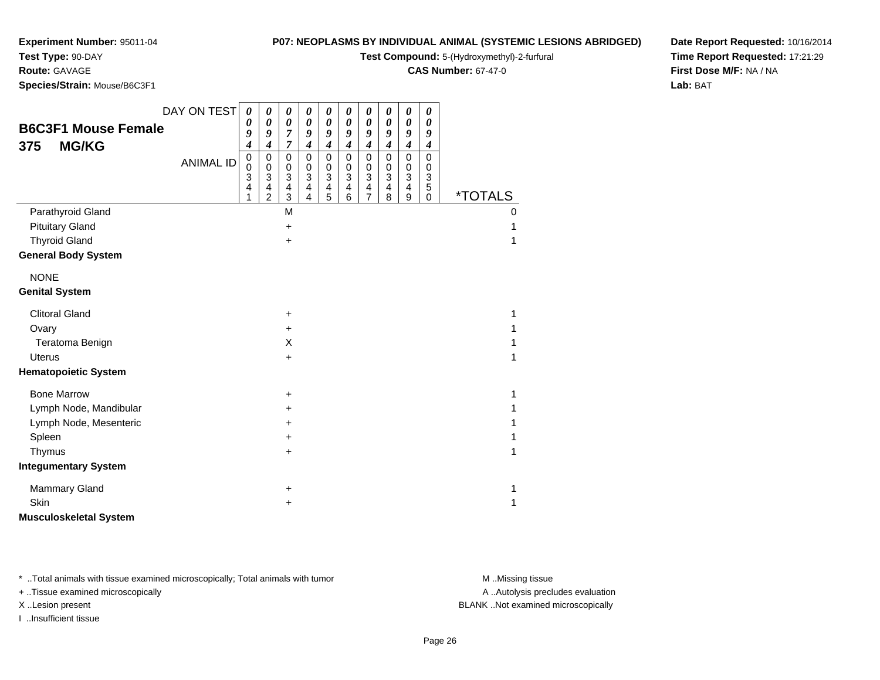**Experiment Number:** 95011-04
**Test Type:** 90-DAY
**Route:** GAVAGE
**Species/Strain:** Mouse/B6C3F1

**P07: NEOPLASMS BY INDIVIDUAL ANIMAL (SYSTEMIC LESIONS ABRIDGED)**
**Test Compound:** 5-(Hydroxymethyl)-2-furfural
**CAS Number:** 67-47-0

**Date Report Requested:** 10/16/2014
**Time Report Requested:** 17:21:29
**First Dose M/F:** NA / NA
**Lab:** BAT

## B6C3F1 Mouse Female
## 375 MG/KG

| DAY ON TEST | 0094 | 0094 | 0077 | 0094 | 0094 | 0094 | 0094 | 0094 | 0094 | 0094 | |
|---|---|---|---|---|---|---|---|---|---|---|---|
| ANIMAL ID | 00341 | 00342 | 00343 | 00344 | 00345 | 00346 | 00347 | 00348 | 00349 | 00350 | *TOTALS |
| Parathyroid Gland | | | M | | | | | | | | 0 |
| Pituitary Gland | | | + | | | | | | | | 1 |
| Thyroid Gland | | | + | | | | | | | | 1 |
| **General Body System** | | | | | | | | | | | |
| NONE | | | | | | | | | | | |
| **Genital System** | | | | | | | | | | | |
| Clitoral Gland | | | + | | | | | | | | 1 |
| Ovary | | | + | | | | | | | | 1 |
| Teratoma Benign | | | X | | | | | | | | 1 |
| Uterus | | | + | | | | | | | | 1 |
| **Hematopoietic System** | | | | | | | | | | | |
| Bone Marrow | | | + | | | | | | | | 1 |
| Lymph Node, Mandibular | | | + | | | | | | | | 1 |
| Lymph Node, Mesenteric | | | + | | | | | | | | 1 |
| Spleen | | | + | | | | | | | | 1 |
| Thymus | | | + | | | | | | | | 1 |
| **Integumentary System** | | | | | | | | | | | |
| Mammary Gland | | | + | | | | | | | | 1 |
| Skin | | | + | | | | | | | | 1 |
| **Musculoskeletal System** | | | | | | | | | | | |

* ..Total animals with tissue examined microscopically; Total animals with tumor
+ ..Tissue examined microscopically
X ..Lesion present
I ..Insufficient tissue

M ..Missing tissue
A ..Autolysis precludes evaluation
BLANK ..Not examined microscopically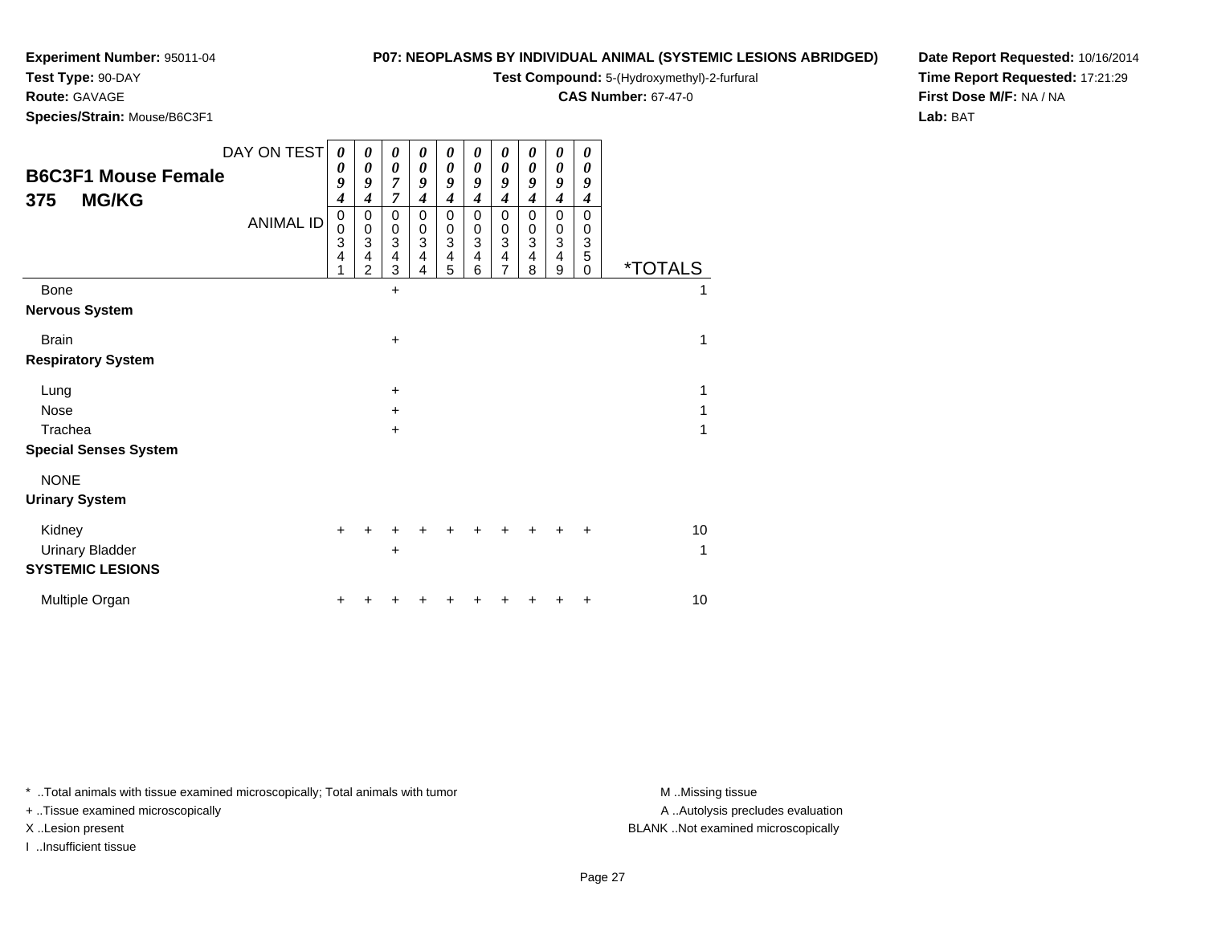**Experiment Number:** 95011-04
**Test Type:** 90-DAY
**Route:** GAVAGE
**Species/Strain:** Mouse/B6C3F1

**P07: NEOPLASMS BY INDIVIDUAL ANIMAL (SYSTEMIC LESIONS ABRIDGED)**
**Test Compound:** 5-(Hydroxymethyl)-2-furfural
**CAS Number:** 67-47-0

**Date Report Requested:** 10/16/2014
**Time Report Requested:** 17:21:29
**First Dose M/F:** NA / NA
**Lab:** BAT

## B6C3F1 Mouse Female
## 375 MG/KG

| DAY ON TEST | 0094 | 0094 | 0077 | 0094 | 0094 | 0094 | 0094 | 0094 | 0094 | 0094 | |
|---|---|---|---|---|---|---|---|---|---|---|---|
| ANIMAL ID | 00341 | 00342 | 00343 | 00344 | 00345 | 00346 | 00347 | 00348 | 00349 | 00350 | *TOTALS |
| Bone | | | + | | | | | | | | 1 |
| **Nervous System** | | | | | | | | | | | |
| Brain | | | + | | | | | | | | 1 |
| **Respiratory System** | | | | | | | | | | | |
| Lung | | | + | | | | | | | | 1 |
| Nose | | | + | | | | | | | | 1 |
| Trachea | | | + | | | | | | | | 1 |
| **Special Senses System** | | | | | | | | | | | |
| NONE | | | | | | | | | | | |
| **Urinary System** | | | | | | | | | | | |
| Kidney | + | + | + | + | + | + | + | + | + | + | 10 |
| Urinary Bladder | | | + | | | | | | | | 1 |
| **SYSTEMIC LESIONS** | | | | | | | | | | | |
| Multiple Organ | + | + | + | + | + | + | + | + | + | + | 10 |

\* ..Total animals with tissue examined microscopically; Total animals with tumor
+ ..Tissue examined microscopically
X ..Lesion present
I ..Insufficient tissue

M ..Missing tissue
A ..Autolysis precludes evaluation
BLANK ..Not examined microscopically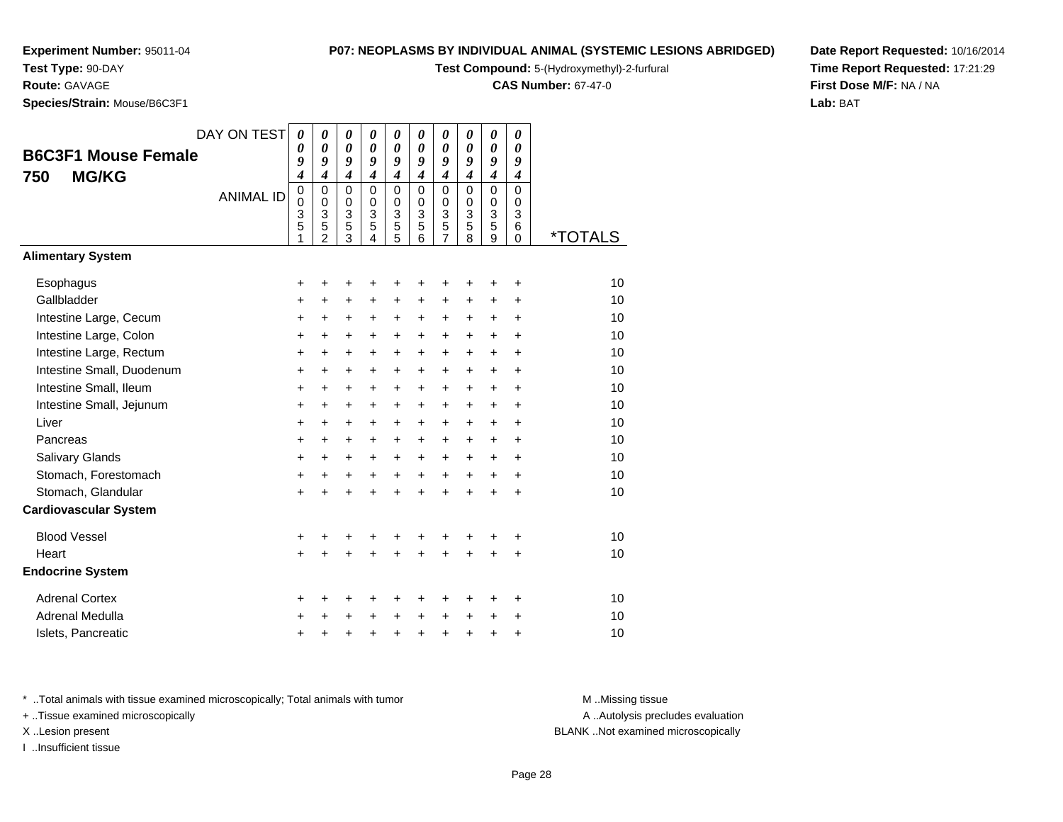**Experiment Number:** 95011-04
**Test Type:** 90-DAY
**Route:** GAVAGE
**Species/Strain:** Mouse/B6C3F1

**P07: NEOPLASMS BY INDIVIDUAL ANIMAL (SYSTEMIC LESIONS ABRIDGED)**
**Test Compound:** 5-(Hydroxymethyl)-2-furfural
**CAS Number:** 67-47-0

**Date Report Requested:** 10/16/2014
**Time Report Requested:** 17:21:29
**First Dose M/F:** NA / NA
**Lab:** BAT

## B6C3F1 Mouse Female
## 750 MG/KG

| DAY ON TEST | 0094 | 0094 | 0094 | 0094 | 0094 | 0094 | 0094 | 0094 | 0094 | 0094 | |
|---|---|---|---|---|---|---|---|---|---|---|---|
| ANIMAL ID | 00351 | 00352 | 00353 | 00354 | 00355 | 00356 | 00357 | 00358 | 00359 | 00360 | *TOTALS |
| **Alimentary System** | | | | | | | | | | | |
| Esophagus | + | + | + | + | + | + | + | + | + | + | 10 |
| Gallbladder | + | + | + | + | + | + | + | + | + | + | 10 |
| Intestine Large, Cecum | + | + | + | + | + | + | + | + | + | + | 10 |
| Intestine Large, Colon | + | + | + | + | + | + | + | + | + | + | 10 |
| Intestine Large, Rectum | + | + | + | + | + | + | + | + | + | + | 10 |
| Intestine Small, Duodenum | + | + | + | + | + | + | + | + | + | + | 10 |
| Intestine Small, Ileum | + | + | + | + | + | + | + | + | + | + | 10 |
| Intestine Small, Jejunum | + | + | + | + | + | + | + | + | + | + | 10 |
| Liver | + | + | + | + | + | + | + | + | + | + | 10 |
| Pancreas | + | + | + | + | + | + | + | + | + | + | 10 |
| Salivary Glands | + | + | + | + | + | + | + | + | + | + | 10 |
| Stomach, Forestomach | + | + | + | + | + | + | + | + | + | + | 10 |
| Stomach, Glandular | + | + | + | + | + | + | + | + | + | + | 10 |
| **Cardiovascular System** | | | | | | | | | | | |
| Blood Vessel | + | + | + | + | + | + | + | + | + | + | 10 |
| Heart | + | + | + | + | + | + | + | + | + | + | 10 |
| **Endocrine System** | | | | | | | | | | | |
| Adrenal Cortex | + | + | + | + | + | + | + | + | + | + | 10 |
| Adrenal Medulla | + | + | + | + | + | + | + | + | + | + | 10 |
| Islets, Pancreatic | + | + | + | + | + | + | + | + | + | + | 10 |

* ..Total animals with tissue examined microscopically; Total animals with tumor
+ ..Tissue examined microscopically
X ..Lesion present
I ..Insufficient tissue

M ..Missing tissue
A ..Autolysis precludes evaluation
BLANK ..Not examined microscopically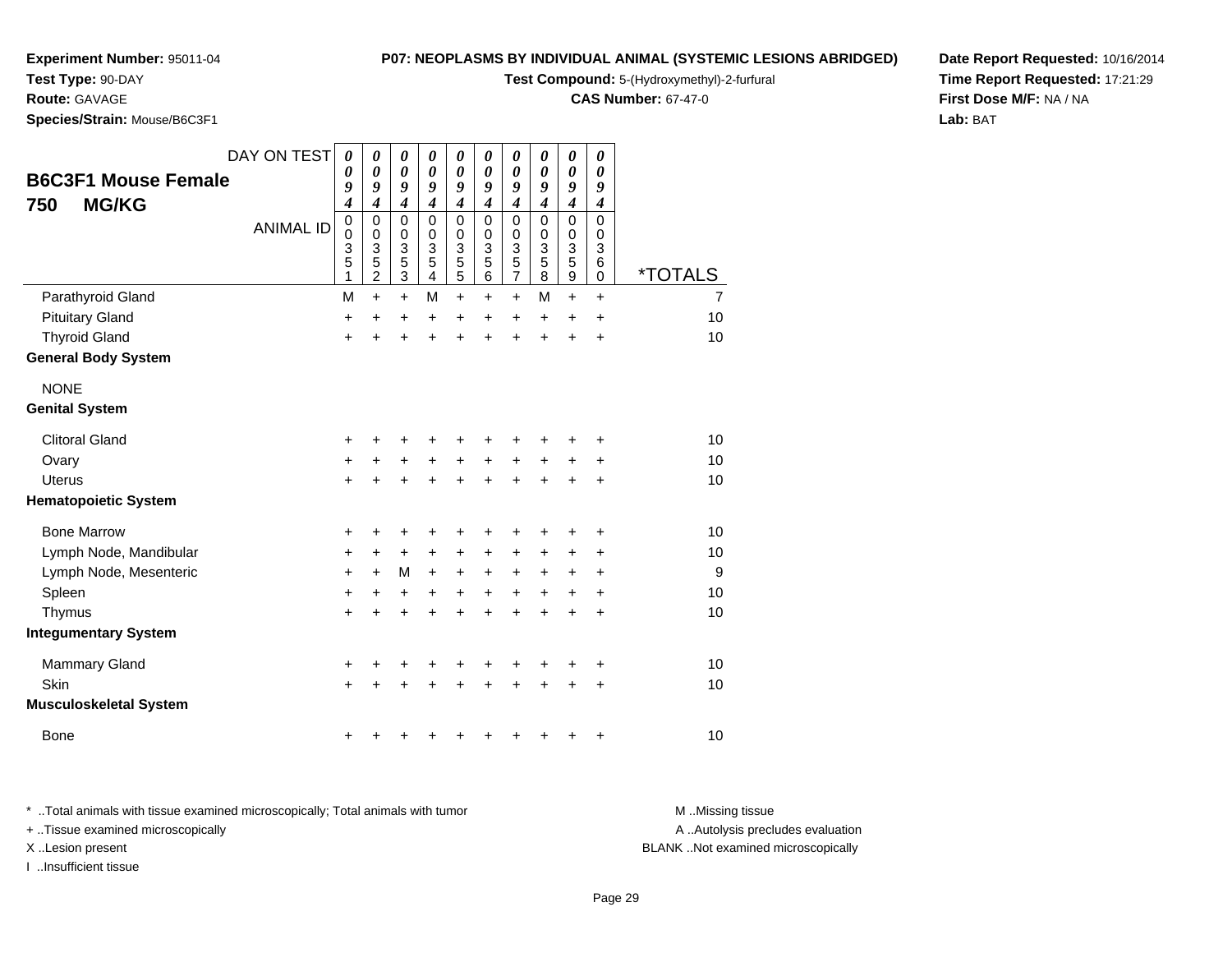**Experiment Number:** 95011-04
**Test Type:** 90-DAY
**Route:** GAVAGE
**Species/Strain:** Mouse/B6C3F1

**P07: NEOPLASMS BY INDIVIDUAL ANIMAL (SYSTEMIC LESIONS ABRIDGED)**
**Test Compound:** 5-(Hydroxymethyl)-2-furfural
**CAS Number:** 67-47-0

**Date Report Requested:** 10/16/2014
**Time Report Requested:** 17:21:29
**First Dose M/F:** NA / NA
**Lab:** BAT

**B6C3F1 Mouse Female**
**750 MG/KG**

| DAY ON TEST | 0094 | 0094 | 0094 | 0094 | 0094 | 0094 | 0094 | 0094 | 0094 | 0094 | |
|---|---|---|---|---|---|---|---|---|---|---|---|
| ANIMAL ID | 00351 | 00352 | 00353 | 00354 | 00355 | 00356 | 00357 | 00358 | 00359 | 00360 | *TOTALS |
| Parathyroid Gland | M | + | + | M | + | + | + | M | + | + | 7 |
| Pituitary Gland | + | + | + | + | + | + | + | + | + | + | 10 |
| Thyroid Gland | + | + | + | + | + | + | + | + | + | + | 10 |
| **General Body System** | | | | | | | | | | | |
| NONE | | | | | | | | | | | |
| **Genital System** | | | | | | | | | | | |
| Clitoral Gland | + | + | + | + | + | + | + | + | + | + | 10 |
| Ovary | + | + | + | + | + | + | + | + | + | + | 10 |
| Uterus | + | + | + | + | + | + | + | + | + | + | 10 |
| **Hematopoietic System** | | | | | | | | | | | |
| Bone Marrow | + | + | + | + | + | + | + | + | + | + | 10 |
| Lymph Node, Mandibular | + | + | + | + | + | + | + | + | + | + | 10 |
| Lymph Node, Mesenteric | + | + | M | + | + | + | + | + | + | + | 9 |
| Spleen | + | + | + | + | + | + | + | + | + | + | 10 |
| Thymus | + | + | + | + | + | + | + | + | + | + | 10 |
| **Integumentary System** | | | | | | | | | | | |
| Mammary Gland | + | + | + | + | + | + | + | + | + | + | 10 |
| Skin | + | + | + | + | + | + | + | + | + | + | 10 |
| **Musculoskeletal System** | | | | | | | | | | | |
| Bone | + | + | + | + | + | + | + | + | + | + | 10 |

\* ..Total animals with tissue examined microscopically; Total animals with tumor
\+ ..Tissue examined microscopically
X ..Lesion present
I ..Insufficient tissue

M ..Missing tissue
A ..Autolysis precludes evaluation
BLANK ..Not examined microscopically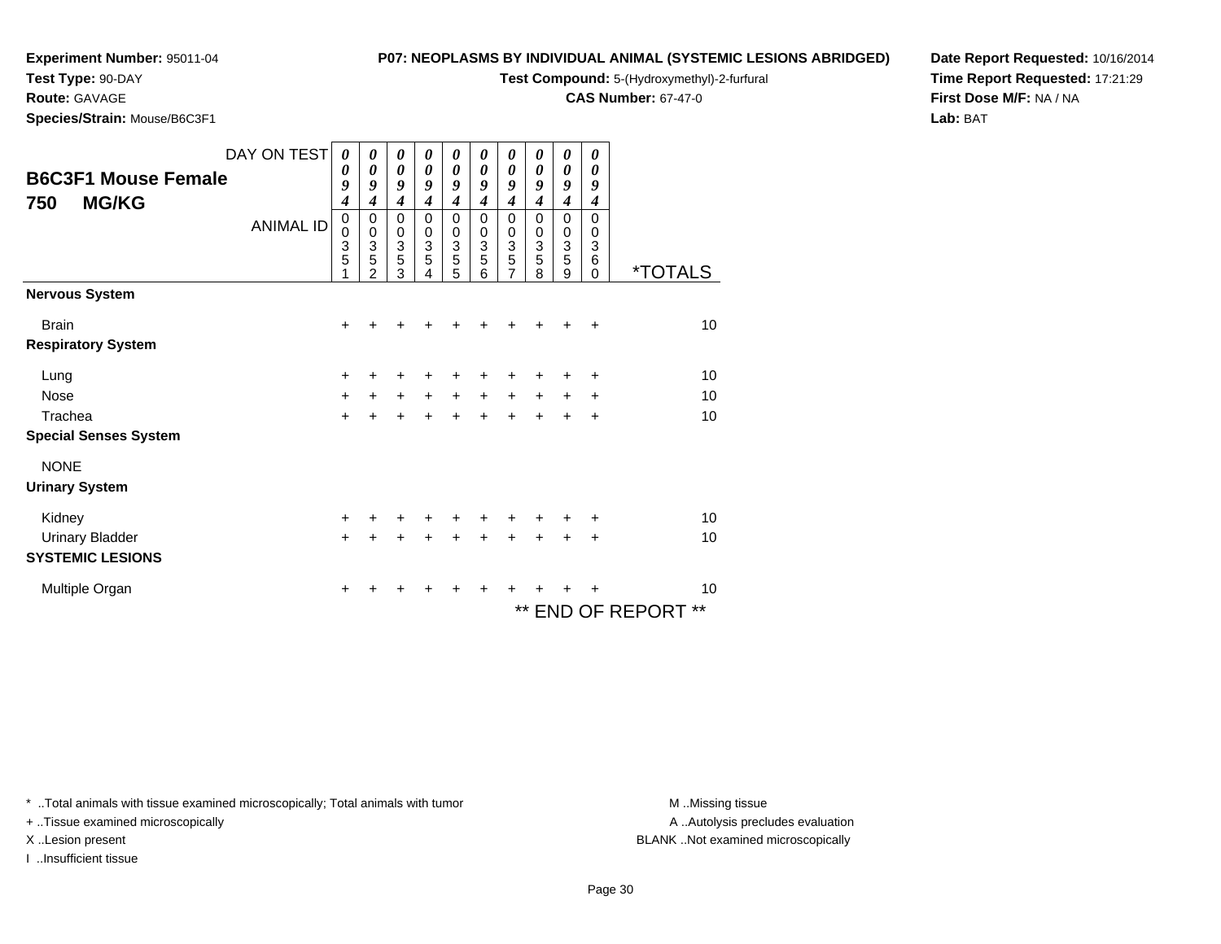**Experiment Number:** 95011-04
**Test Type:** 90-DAY
**Route:** GAVAGE
**Species/Strain:** Mouse/B6C3F1

**P07: NEOPLASMS BY INDIVIDUAL ANIMAL (SYSTEMIC LESIONS ABRIDGED)**
**Test Compound:** 5-(Hydroxymethyl)-2-furfural
**CAS Number:** 67-47-0

**Date Report Requested:** 10/16/2014
**Time Report Requested:** 17:21:29
**First Dose M/F:** NA / NA
**Lab:** BAT

## B6C3F1 Mouse Female
## 750 MG/KG

| DAY ON TEST | 0094 | 0094 | 0094 | 0094 | 0094 | 0094 | 0094 | 0094 | 0094 | 0094 | |
|---|---|---|---|---|---|---|---|---|---|---|---|
| ANIMAL ID | 00351 | 00352 | 00353 | 00354 | 00355 | 00356 | 00357 | 00358 | 00359 | 00360 | *TOTALS |
| **Nervous System** | | | | | | | | | | | |
| Brain | + | + | + | + | + | + | + | + | + | + | 10 |
| **Respiratory System** | | | | | | | | | | | |
| Lung | + | + | + | + | + | + | + | + | + | + | 10 |
| Nose | + | + | + | + | + | + | + | + | + | + | 10 |
| Trachea | + | + | + | + | + | + | + | + | + | + | 10 |
| **Special Senses System** | | | | | | | | | | | |
| NONE | | | | | | | | | | | |
| **Urinary System** | | | | | | | | | | | |
| Kidney | + | + | + | + | + | + | + | + | + | + | 10 |
| Urinary Bladder | + | + | + | + | + | + | + | + | + | + | 10 |
| **SYSTEMIC LESIONS** | | | | | | | | | | | |
| Multiple Organ | + | + | + | + | + | + | + | + | + | + | 10 |

** END OF REPORT **

* ..Total animals with tissue examined microscopically; Total animals with tumor
+ ..Tissue examined microscopically
X ..Lesion present
I ..Insufficient tissue

M ..Missing tissue
A ..Autolysis precludes evaluation
BLANK ..Not examined microscopically